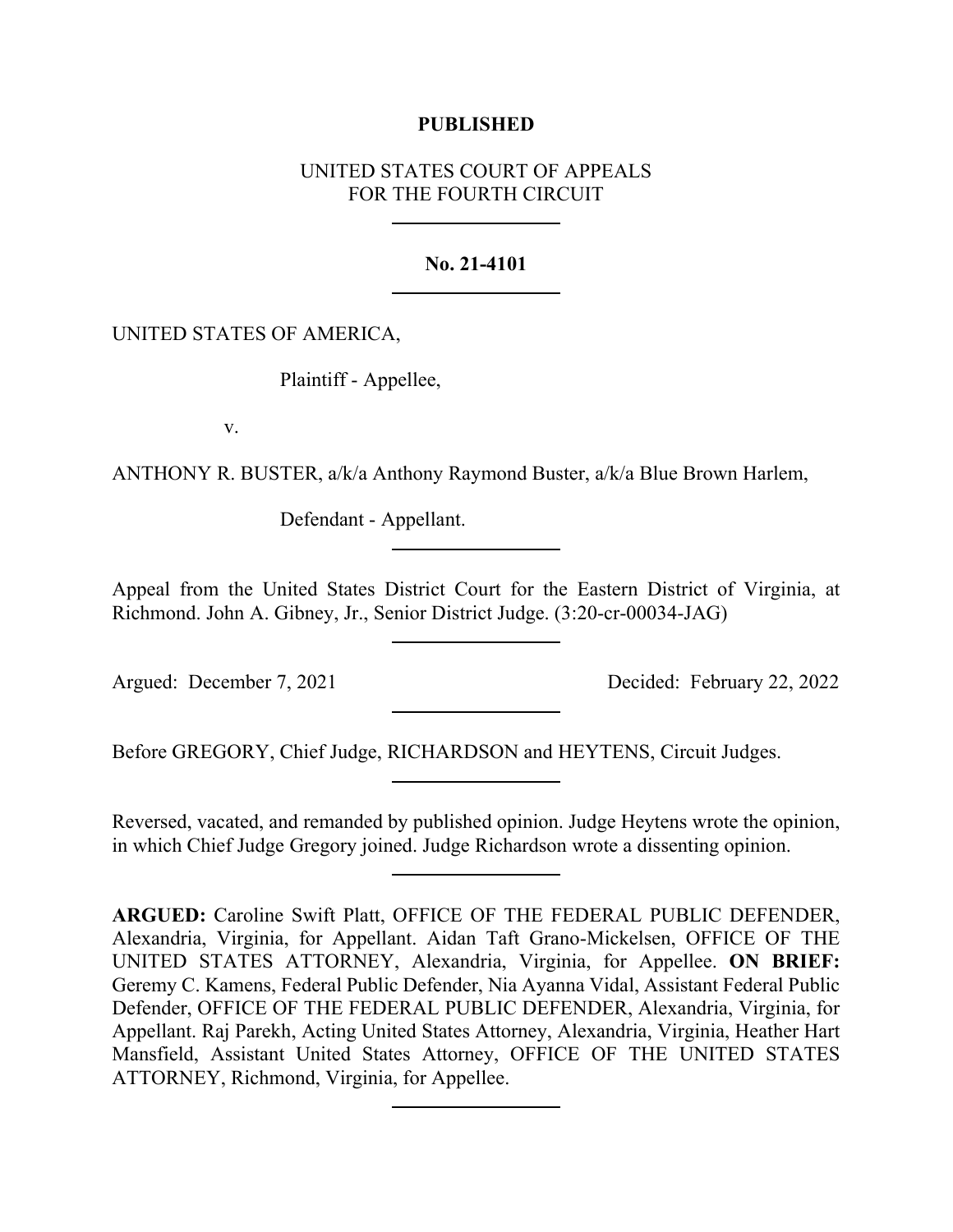**PUBLISHED**

UNITED STATES COURT OF APPEALS
FOR THE FOURTH CIRCUIT

---

**No. 21-4101**

---

UNITED STATES OF AMERICA,

Plaintiff - Appellee,

v.

ANTHONY R. BUSTER, a/k/a Anthony Raymond Buster, a/k/a Blue Brown Harlem,

Defendant - Appellant.

---

Appeal from the United States District Court for the Eastern District of Virginia, at Richmond. John A. Gibney, Jr., Senior District Judge. (3:20-cr-00034-JAG)

---

Argued: December 7, 2021 Decided: February 22, 2022

---

Before GREGORY, Chief Judge, RICHARDSON and HEYTENS, Circuit Judges.

---

Reversed, vacated, and remanded by published opinion. Judge Heytens wrote the opinion, in which Chief Judge Gregory joined. Judge Richardson wrote a dissenting opinion.

---

**ARGUED:** Caroline Swift Platt, OFFICE OF THE FEDERAL PUBLIC DEFENDER, Alexandria, Virginia, for Appellant. Aidan Taft Grano-Mickelsen, OFFICE OF THE UNITED STATES ATTORNEY, Alexandria, Virginia, for Appellee. **ON BRIEF:** Geremy C. Kamens, Federal Public Defender, Nia Ayanna Vidal, Assistant Federal Public Defender, OFFICE OF THE FEDERAL PUBLIC DEFENDER, Alexandria, Virginia, for Appellant. Raj Parekh, Acting United States Attorney, Alexandria, Virginia, Heather Hart Mansfield, Assistant United States Attorney, OFFICE OF THE UNITED STATES ATTORNEY, Richmond, Virginia, for Appellee.

---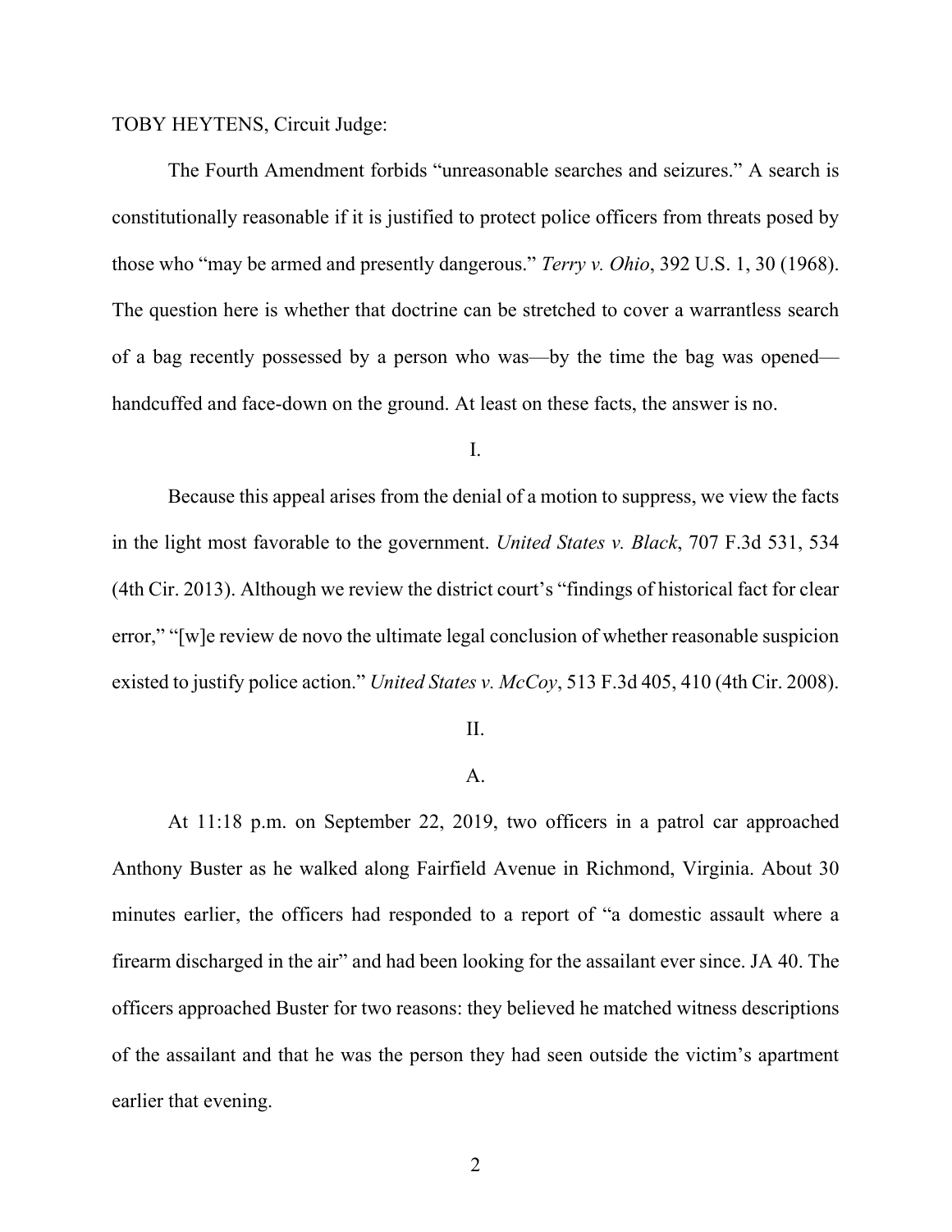TOBY HEYTENS, Circuit Judge:

The Fourth Amendment forbids "unreasonable searches and seizures." A search is constitutionally reasonable if it is justified to protect police officers from threats posed by those who "may be armed and presently dangerous." *Terry v. Ohio*, 392 U.S. 1, 30 (1968). The question here is whether that doctrine can be stretched to cover a warrantless search of a bag recently possessed by a person who was—by the time the bag was opened—handcuffed and face-down on the ground. At least on these facts, the answer is no.

I.

Because this appeal arises from the denial of a motion to suppress, we view the facts in the light most favorable to the government. *United States v. Black*, 707 F.3d 531, 534 (4th Cir. 2013). Although we review the district court's "findings of historical fact for clear error," "[w]e review de novo the ultimate legal conclusion of whether reasonable suspicion existed to justify police action." *United States v. McCoy*, 513 F.3d 405, 410 (4th Cir. 2008).

II.

A.

At 11:18 p.m. on September 22, 2019, two officers in a patrol car approached Anthony Buster as he walked along Fairfield Avenue in Richmond, Virginia. About 30 minutes earlier, the officers had responded to a report of "a domestic assault where a firearm discharged in the air" and had been looking for the assailant ever since. JA 40. The officers approached Buster for two reasons: they believed he matched witness descriptions of the assailant and that he was the person they had seen outside the victim's apartment earlier that evening.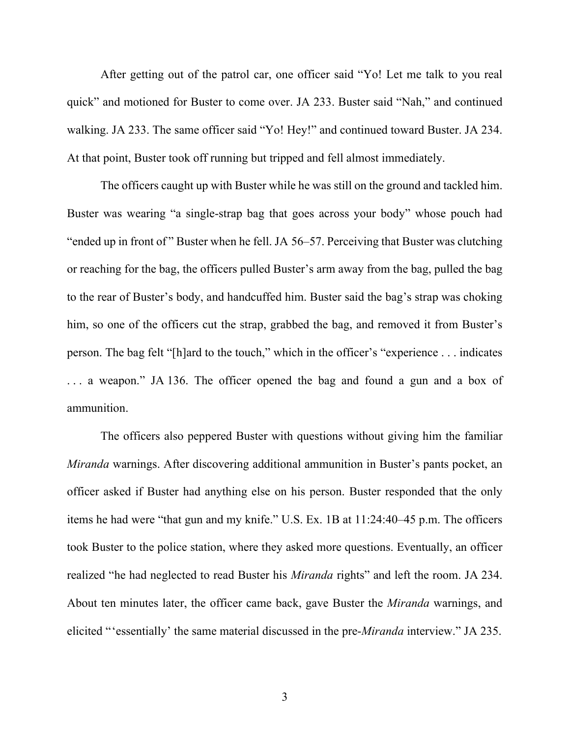After getting out of the patrol car, one officer said "Yo! Let me talk to you real quick" and motioned for Buster to come over. JA 233. Buster said "Nah," and continued walking. JA 233. The same officer said "Yo! Hey!" and continued toward Buster. JA 234. At that point, Buster took off running but tripped and fell almost immediately.

The officers caught up with Buster while he was still on the ground and tackled him. Buster was wearing "a single-strap bag that goes across your body" whose pouch had "ended up in front of" Buster when he fell. JA 56–57. Perceiving that Buster was clutching or reaching for the bag, the officers pulled Buster's arm away from the bag, pulled the bag to the rear of Buster's body, and handcuffed him. Buster said the bag's strap was choking him, so one of the officers cut the strap, grabbed the bag, and removed it from Buster's person. The bag felt "[h]ard to the touch," which in the officer's "experience . . . indicates . . . a weapon." JA 136. The officer opened the bag and found a gun and a box of ammunition.

The officers also peppered Buster with questions without giving him the familiar *Miranda* warnings. After discovering additional ammunition in Buster's pants pocket, an officer asked if Buster had anything else on his person. Buster responded that the only items he had were "that gun and my knife." U.S. Ex. 1B at 11:24:40–45 p.m. The officers took Buster to the police station, where they asked more questions. Eventually, an officer realized "he had neglected to read Buster his *Miranda* rights" and left the room. JA 234. About ten minutes later, the officer came back, gave Buster the *Miranda* warnings, and elicited "'essentially' the same material discussed in the pre-*Miranda* interview." JA 235.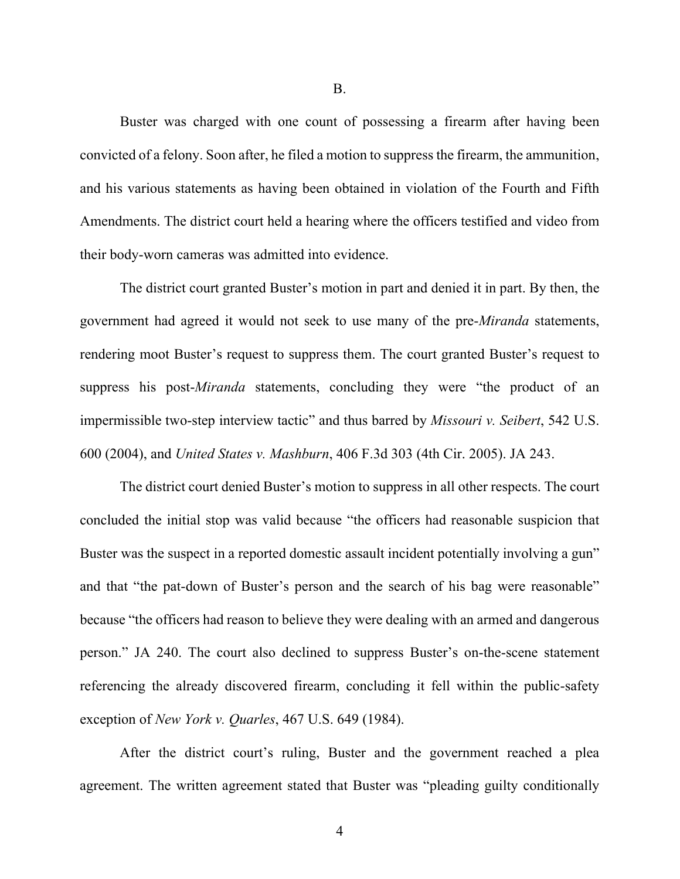B.

Buster was charged with one count of possessing a firearm after having been convicted of a felony. Soon after, he filed a motion to suppress the firearm, the ammunition, and his various statements as having been obtained in violation of the Fourth and Fifth Amendments. The district court held a hearing where the officers testified and video from their body-worn cameras was admitted into evidence.

The district court granted Buster's motion in part and denied it in part. By then, the government had agreed it would not seek to use many of the pre-*Miranda* statements, rendering moot Buster's request to suppress them. The court granted Buster's request to suppress his post-*Miranda* statements, concluding they were "the product of an impermissible two-step interview tactic" and thus barred by *Missouri v. Seibert*, 542 U.S. 600 (2004), and *United States v. Mashburn*, 406 F.3d 303 (4th Cir. 2005). JA 243.

The district court denied Buster's motion to suppress in all other respects. The court concluded the initial stop was valid because "the officers had reasonable suspicion that Buster was the suspect in a reported domestic assault incident potentially involving a gun" and that "the pat-down of Buster's person and the search of his bag were reasonable" because "the officers had reason to believe they were dealing with an armed and dangerous person." JA 240. The court also declined to suppress Buster's on-the-scene statement referencing the already discovered firearm, concluding it fell within the public-safety exception of *New York v. Quarles*, 467 U.S. 649 (1984).

After the district court's ruling, Buster and the government reached a plea agreement. The written agreement stated that Buster was "pleading guilty conditionally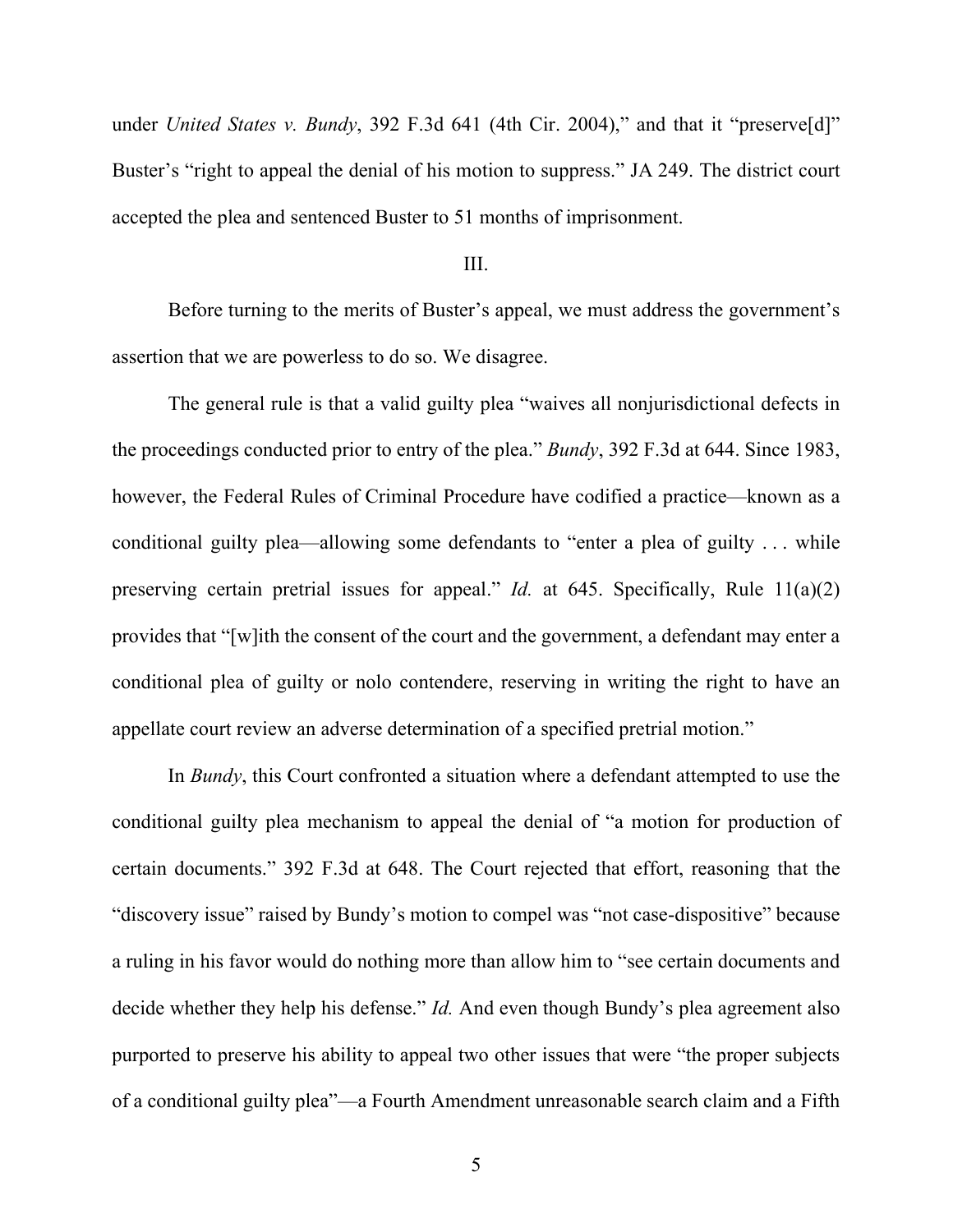under *United States v. Bundy*, 392 F.3d 641 (4th Cir. 2004)," and that it "preserve[d]" Buster's "right to appeal the denial of his motion to suppress." JA 249. The district court accepted the plea and sentenced Buster to 51 months of imprisonment.

## III.

Before turning to the merits of Buster's appeal, we must address the government's assertion that we are powerless to do so. We disagree.

The general rule is that a valid guilty plea "waives all nonjurisdictional defects in the proceedings conducted prior to entry of the plea." *Bundy*, 392 F.3d at 644. Since 1983, however, the Federal Rules of Criminal Procedure have codified a practice—known as a conditional guilty plea—allowing some defendants to "enter a plea of guilty . . . while preserving certain pretrial issues for appeal." *Id.* at 645. Specifically, Rule 11(a)(2) provides that "[w]ith the consent of the court and the government, a defendant may enter a conditional plea of guilty or nolo contendere, reserving in writing the right to have an appellate court review an adverse determination of a specified pretrial motion."

In *Bundy*, this Court confronted a situation where a defendant attempted to use the conditional guilty plea mechanism to appeal the denial of "a motion for production of certain documents." 392 F.3d at 648. The Court rejected that effort, reasoning that the "discovery issue" raised by Bundy's motion to compel was "not case-dispositive" because a ruling in his favor would do nothing more than allow him to "see certain documents and decide whether they help his defense." *Id.* And even though Bundy's plea agreement also purported to preserve his ability to appeal two other issues that were "the proper subjects of a conditional guilty plea"—a Fourth Amendment unreasonable search claim and a Fifth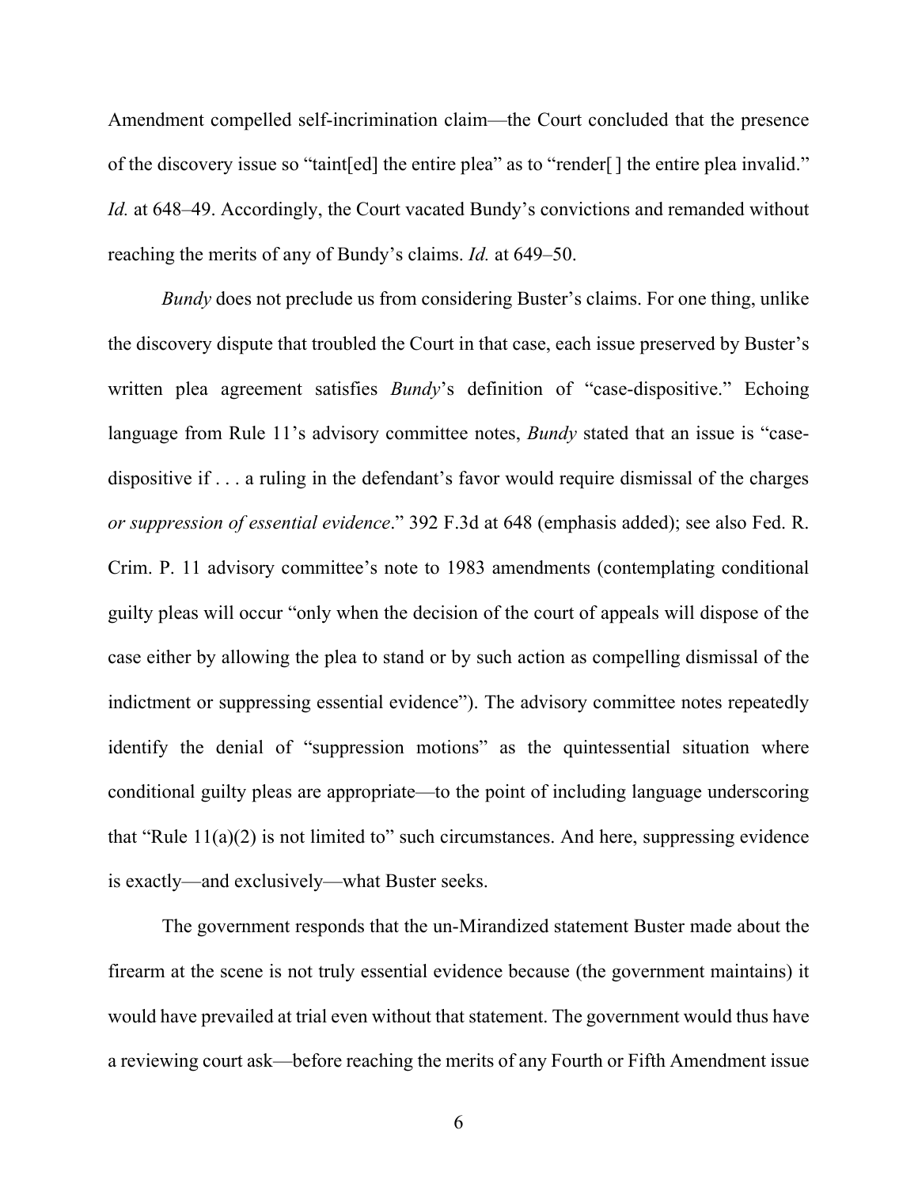Amendment compelled self-incrimination claim—the Court concluded that the presence of the discovery issue so "taint[ed] the entire plea" as to "render[ ] the entire plea invalid." *Id.* at 648–49. Accordingly, the Court vacated Bundy's convictions and remanded without reaching the merits of any of Bundy's claims. *Id.* at 649–50.

*Bundy* does not preclude us from considering Buster's claims. For one thing, unlike the discovery dispute that troubled the Court in that case, each issue preserved by Buster's written plea agreement satisfies *Bundy*'s definition of "case-dispositive." Echoing language from Rule 11's advisory committee notes, *Bundy* stated that an issue is "case-dispositive if . . . a ruling in the defendant's favor would require dismissal of the charges *or suppression of essential evidence*." 392 F.3d at 648 (emphasis added); see also Fed. R. Crim. P. 11 advisory committee's note to 1983 amendments (contemplating conditional guilty pleas will occur "only when the decision of the court of appeals will dispose of the case either by allowing the plea to stand or by such action as compelling dismissal of the indictment or suppressing essential evidence"). The advisory committee notes repeatedly identify the denial of "suppression motions" as the quintessential situation where conditional guilty pleas are appropriate—to the point of including language underscoring that "Rule 11(a)(2) is not limited to" such circumstances. And here, suppressing evidence is exactly—and exclusively—what Buster seeks.

The government responds that the un-Mirandized statement Buster made about the firearm at the scene is not truly essential evidence because (the government maintains) it would have prevailed at trial even without that statement. The government would thus have a reviewing court ask—before reaching the merits of any Fourth or Fifth Amendment issue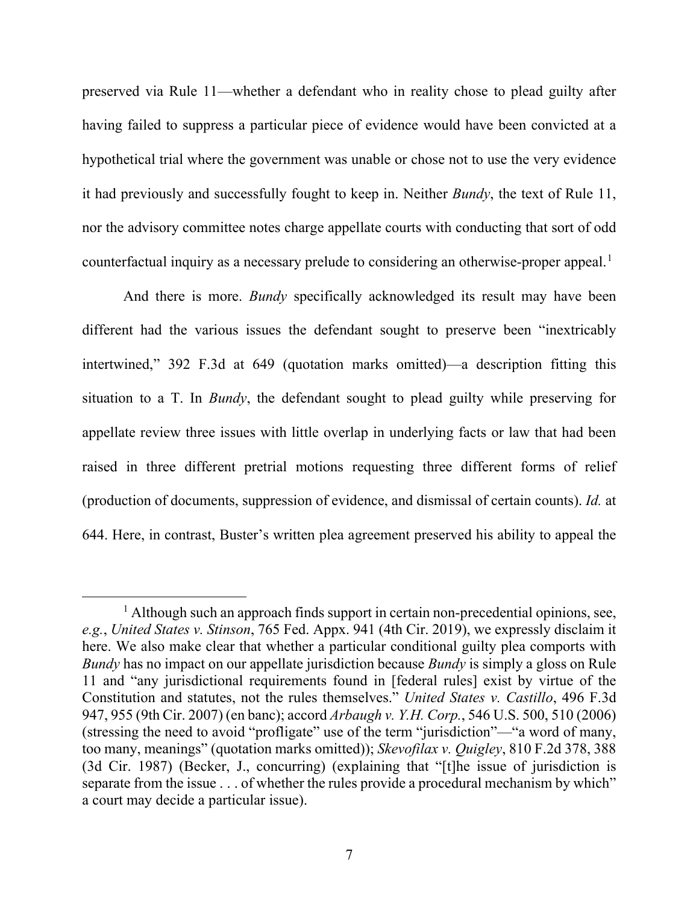preserved via Rule 11—whether a defendant who in reality chose to plead guilty after having failed to suppress a particular piece of evidence would have been convicted at a hypothetical trial where the government was unable or chose not to use the very evidence it had previously and successfully fought to keep in. Neither *Bundy*, the text of Rule 11, nor the advisory committee notes charge appellate courts with conducting that sort of odd counterfactual inquiry as a necessary prelude to considering an otherwise-proper appeal.[1]

And there is more. *Bundy* specifically acknowledged its result may have been different had the various issues the defendant sought to preserve been "inextricably intertwined," 392 F.3d at 649 (quotation marks omitted)—a description fitting this situation to a T. In *Bundy*, the defendant sought to plead guilty while preserving for appellate review three issues with little overlap in underlying facts or law that had been raised in three different pretrial motions requesting three different forms of relief (production of documents, suppression of evidence, and dismissal of certain counts). *Id.* at 644. Here, in contrast, Buster's written plea agreement preserved his ability to appeal the

---

[1] Although such an approach finds support in certain non-precedential opinions, see, *e.g.*, *United States v. Stinson*, 765 Fed. Appx. 941 (4th Cir. 2019), we expressly disclaim it here. We also make clear that whether a particular conditional guilty plea comports with *Bundy* has no impact on our appellate jurisdiction because *Bundy* is simply a gloss on Rule 11 and "any jurisdictional requirements found in [federal rules] exist by virtue of the Constitution and statutes, not the rules themselves." *United States v. Castillo*, 496 F.3d 947, 955 (9th Cir. 2007) (en banc); accord *Arbaugh v. Y.H. Corp.*, 546 U.S. 500, 510 (2006) (stressing the need to avoid "profligate" use of the term "jurisdiction"—"a word of many, too many, meanings" (quotation marks omitted)); *Skevofilax v. Quigley*, 810 F.2d 378, 388 (3d Cir. 1987) (Becker, J., concurring) (explaining that "[t]he issue of jurisdiction is separate from the issue . . . of whether the rules provide a procedural mechanism by which" a court may decide a particular issue).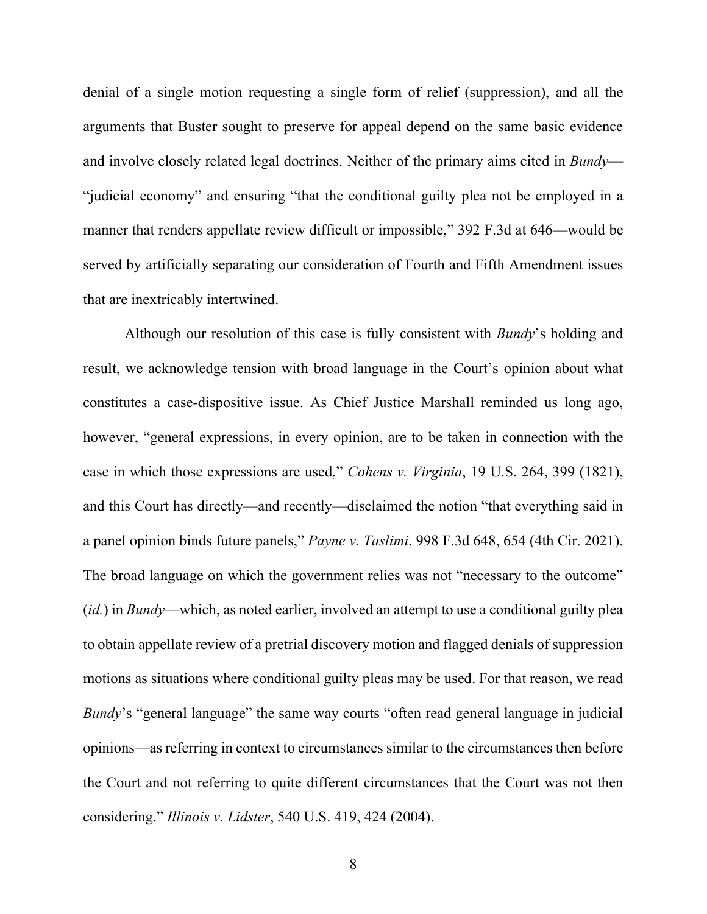denial of a single motion requesting a single form of relief (suppression), and all the arguments that Buster sought to preserve for appeal depend on the same basic evidence and involve closely related legal doctrines. Neither of the primary aims cited in *Bundy*—"judicial economy" and ensuring "that the conditional guilty plea not be employed in a manner that renders appellate review difficult or impossible," 392 F.3d at 646—would be served by artificially separating our consideration of Fourth and Fifth Amendment issues that are inextricably intertwined.

Although our resolution of this case is fully consistent with *Bundy*'s holding and result, we acknowledge tension with broad language in the Court's opinion about what constitutes a case-dispositive issue. As Chief Justice Marshall reminded us long ago, however, "general expressions, in every opinion, are to be taken in connection with the case in which those expressions are used," *Cohens v. Virginia*, 19 U.S. 264, 399 (1821), and this Court has directly—and recently—disclaimed the notion "that everything said in a panel opinion binds future panels," *Payne v. Taslimi*, 998 F.3d 648, 654 (4th Cir. 2021). The broad language on which the government relies was not "necessary to the outcome" (*id.*) in *Bundy*—which, as noted earlier, involved an attempt to use a conditional guilty plea to obtain appellate review of a pretrial discovery motion and flagged denials of suppression motions as situations where conditional guilty pleas may be used. For that reason, we read *Bundy*'s "general language" the same way courts "often read general language in judicial opinions—as referring in context to circumstances similar to the circumstances then before the Court and not referring to quite different circumstances that the Court was not then considering." *Illinois v. Lidster*, 540 U.S. 419, 424 (2004).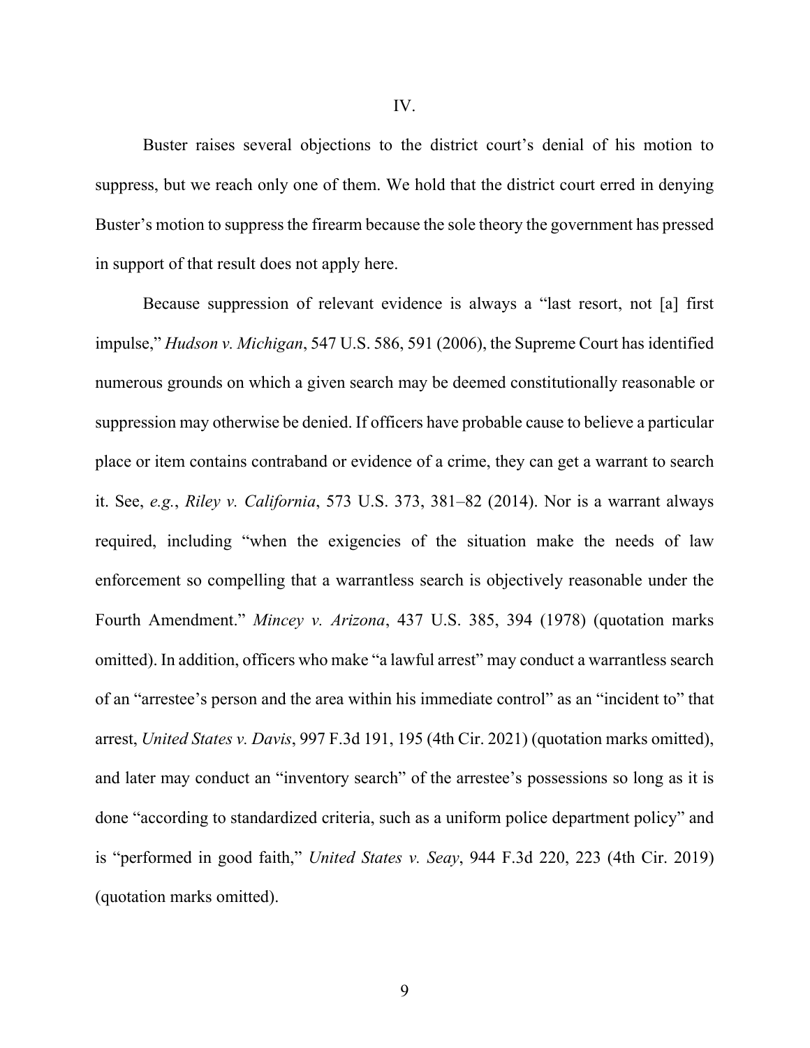## IV.

Buster raises several objections to the district court's denial of his motion to suppress, but we reach only one of them. We hold that the district court erred in denying Buster's motion to suppress the firearm because the sole theory the government has pressed in support of that result does not apply here.

Because suppression of relevant evidence is always a "last resort, not [a] first impulse," *Hudson v. Michigan*, 547 U.S. 586, 591 (2006), the Supreme Court has identified numerous grounds on which a given search may be deemed constitutionally reasonable or suppression may otherwise be denied. If officers have probable cause to believe a particular place or item contains contraband or evidence of a crime, they can get a warrant to search it. See, *e.g.*, *Riley v. California*, 573 U.S. 373, 381–82 (2014). Nor is a warrant always required, including "when the exigencies of the situation make the needs of law enforcement so compelling that a warrantless search is objectively reasonable under the Fourth Amendment." *Mincey v. Arizona*, 437 U.S. 385, 394 (1978) (quotation marks omitted). In addition, officers who make "a lawful arrest" may conduct a warrantless search of an "arrestee's person and the area within his immediate control" as an "incident to" that arrest, *United States v. Davis*, 997 F.3d 191, 195 (4th Cir. 2021) (quotation marks omitted), and later may conduct an "inventory search" of the arrestee's possessions so long as it is done "according to standardized criteria, such as a uniform police department policy" and is "performed in good faith," *United States v. Seay*, 944 F.3d 220, 223 (4th Cir. 2019) (quotation marks omitted).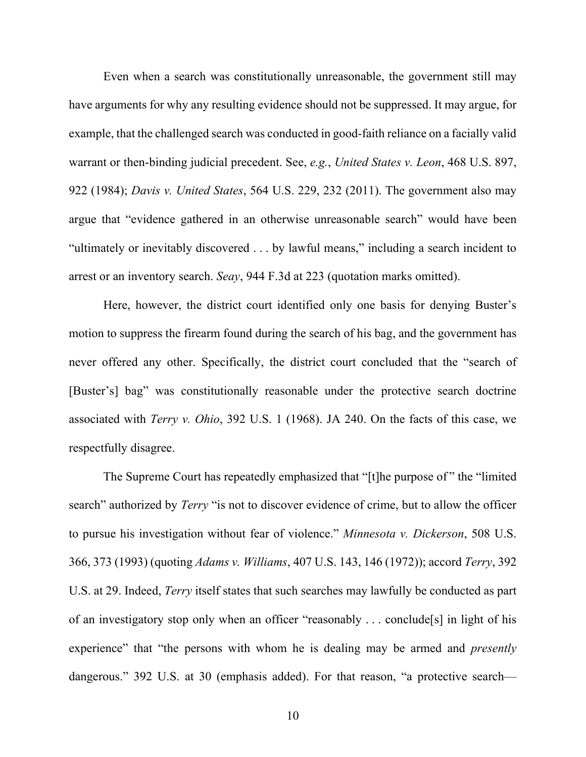Even when a search was constitutionally unreasonable, the government still may have arguments for why any resulting evidence should not be suppressed. It may argue, for example, that the challenged search was conducted in good-faith reliance on a facially valid warrant or then-binding judicial precedent. See, *e.g.*, *United States v. Leon*, 468 U.S. 897, 922 (1984); *Davis v. United States*, 564 U.S. 229, 232 (2011). The government also may argue that "evidence gathered in an otherwise unreasonable search" would have been "ultimately or inevitably discovered . . . by lawful means," including a search incident to arrest or an inventory search. *Seay*, 944 F.3d at 223 (quotation marks omitted).

Here, however, the district court identified only one basis for denying Buster's motion to suppress the firearm found during the search of his bag, and the government has never offered any other. Specifically, the district court concluded that the "search of [Buster's] bag" was constitutionally reasonable under the protective search doctrine associated with *Terry v. Ohio*, 392 U.S. 1 (1968). JA 240. On the facts of this case, we respectfully disagree.

The Supreme Court has repeatedly emphasized that "[t]he purpose of" the "limited search" authorized by *Terry* "is not to discover evidence of crime, but to allow the officer to pursue his investigation without fear of violence." *Minnesota v. Dickerson*, 508 U.S. 366, 373 (1993) (quoting *Adams v. Williams*, 407 U.S. 143, 146 (1972)); accord *Terry*, 392 U.S. at 29. Indeed, *Terry* itself states that such searches may lawfully be conducted as part of an investigatory stop only when an officer "reasonably . . . conclude[s] in light of his experience" that "the persons with whom he is dealing may be armed and *presently* dangerous." 392 U.S. at 30 (emphasis added). For that reason, "a protective search—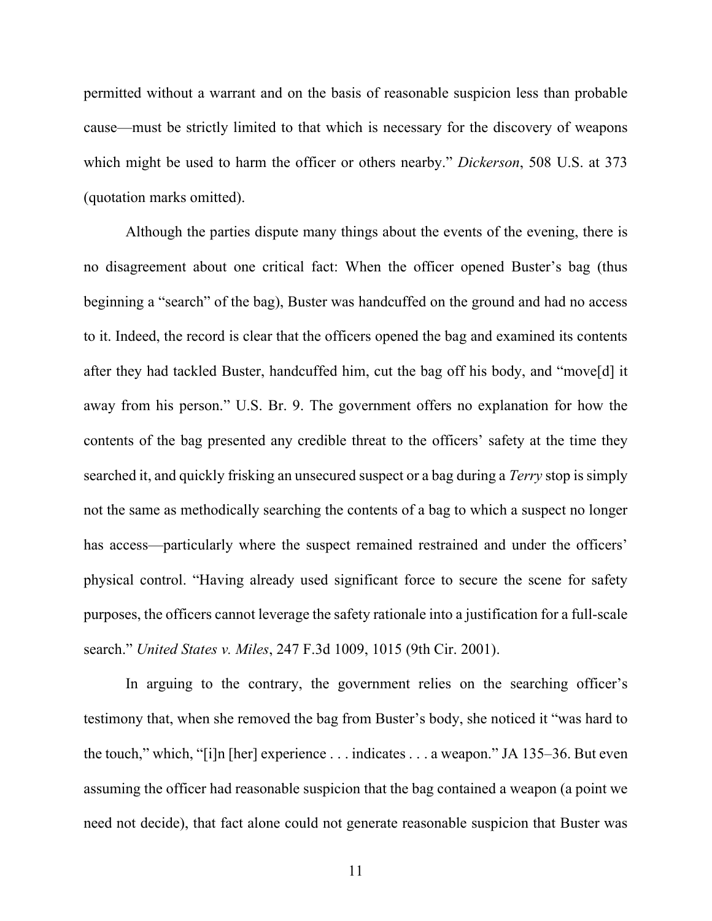permitted without a warrant and on the basis of reasonable suspicion less than probable cause—must be strictly limited to that which is necessary for the discovery of weapons which might be used to harm the officer or others nearby." *Dickerson*, 508 U.S. at 373 (quotation marks omitted).

Although the parties dispute many things about the events of the evening, there is no disagreement about one critical fact: When the officer opened Buster's bag (thus beginning a "search" of the bag), Buster was handcuffed on the ground and had no access to it. Indeed, the record is clear that the officers opened the bag and examined its contents after they had tackled Buster, handcuffed him, cut the bag off his body, and "move[d] it away from his person." U.S. Br. 9. The government offers no explanation for how the contents of the bag presented any credible threat to the officers' safety at the time they searched it, and quickly frisking an unsecured suspect or a bag during a *Terry* stop is simply not the same as methodically searching the contents of a bag to which a suspect no longer has access—particularly where the suspect remained restrained and under the officers' physical control. "Having already used significant force to secure the scene for safety purposes, the officers cannot leverage the safety rationale into a justification for a full-scale search." *United States v. Miles*, 247 F.3d 1009, 1015 (9th Cir. 2001).

In arguing to the contrary, the government relies on the searching officer's testimony that, when she removed the bag from Buster's body, she noticed it "was hard to the touch," which, "[i]n [her] experience . . . indicates . . . a weapon." JA 135–36. But even assuming the officer had reasonable suspicion that the bag contained a weapon (a point we need not decide), that fact alone could not generate reasonable suspicion that Buster was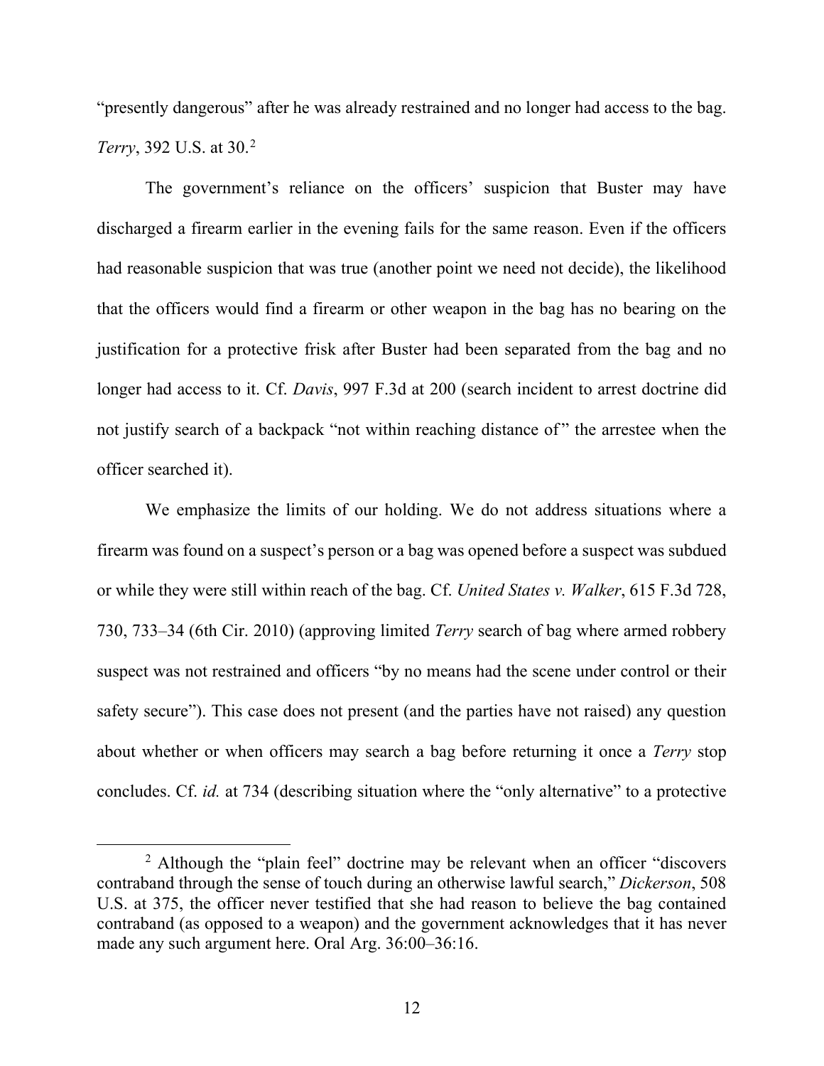"presently dangerous" after he was already restrained and no longer had access to the bag. *Terry*, 392 U.S. at 30.[2]

The government's reliance on the officers' suspicion that Buster may have discharged a firearm earlier in the evening fails for the same reason. Even if the officers had reasonable suspicion that was true (another point we need not decide), the likelihood that the officers would find a firearm or other weapon in the bag has no bearing on the justification for a protective frisk after Buster had been separated from the bag and no longer had access to it. Cf. *Davis*, 997 F.3d at 200 (search incident to arrest doctrine did not justify search of a backpack "not within reaching distance of" the arrestee when the officer searched it).

We emphasize the limits of our holding. We do not address situations where a firearm was found on a suspect's person or a bag was opened before a suspect was subdued or while they were still within reach of the bag. Cf. *United States v. Walker*, 615 F.3d 728, 730, 733–34 (6th Cir. 2010) (approving limited *Terry* search of bag where armed robbery suspect was not restrained and officers "by no means had the scene under control or their safety secure"). This case does not present (and the parties have not raised) any question about whether or when officers may search a bag before returning it once a *Terry* stop concludes. Cf. *id.* at 734 (describing situation where the "only alternative" to a protective

---

[2] Although the "plain feel" doctrine may be relevant when an officer "discovers contraband through the sense of touch during an otherwise lawful search," *Dickerson*, 508 U.S. at 375, the officer never testified that she had reason to believe the bag contained contraband (as opposed to a weapon) and the government acknowledges that it has never made any such argument here. Oral Arg. 36:00–36:16.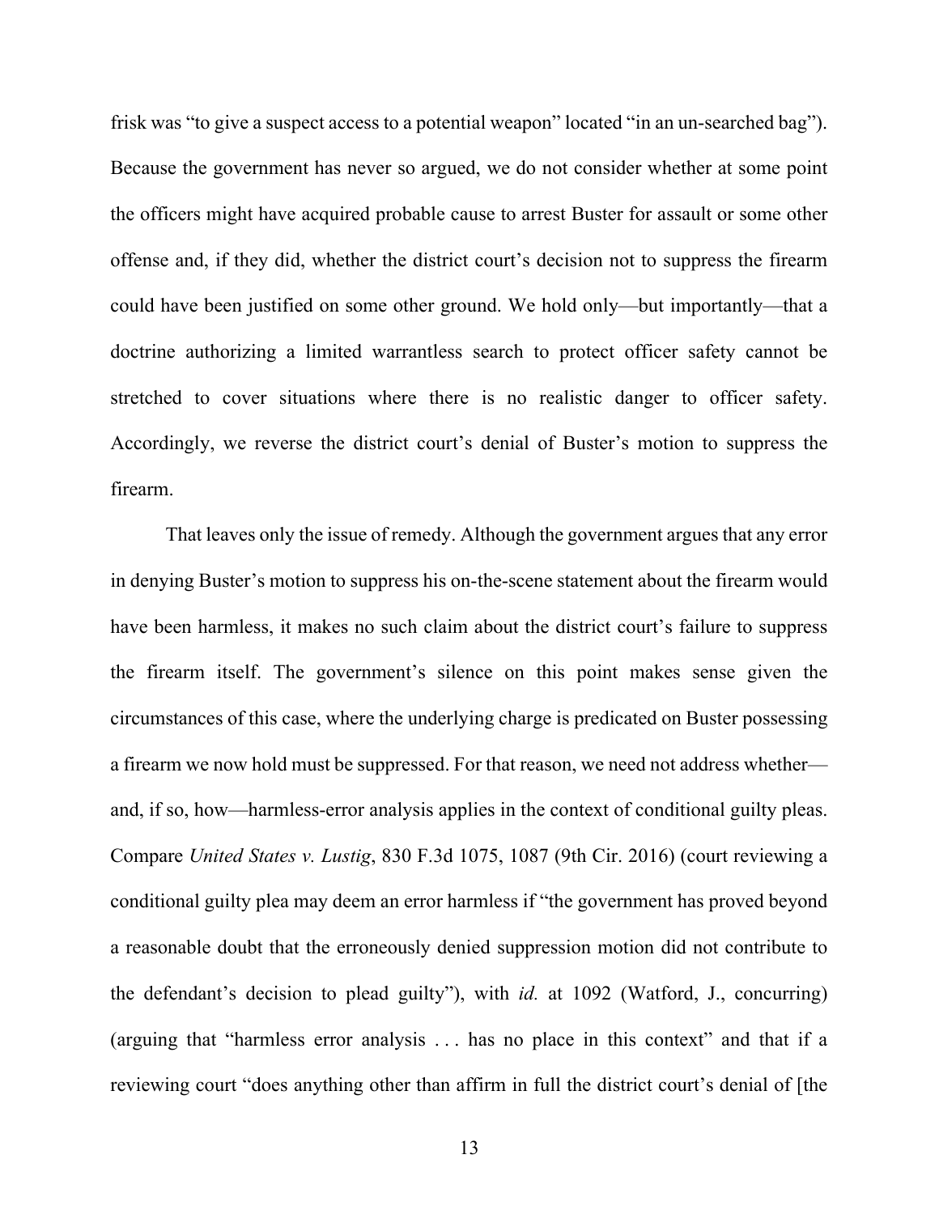frisk was "to give a suspect access to a potential weapon" located "in an un-searched bag"). Because the government has never so argued, we do not consider whether at some point the officers might have acquired probable cause to arrest Buster for assault or some other offense and, if they did, whether the district court's decision not to suppress the firearm could have been justified on some other ground. We hold only—but importantly—that a doctrine authorizing a limited warrantless search to protect officer safety cannot be stretched to cover situations where there is no realistic danger to officer safety. Accordingly, we reverse the district court's denial of Buster's motion to suppress the firearm.

That leaves only the issue of remedy. Although the government argues that any error in denying Buster's motion to suppress his on-the-scene statement about the firearm would have been harmless, it makes no such claim about the district court's failure to suppress the firearm itself. The government's silence on this point makes sense given the circumstances of this case, where the underlying charge is predicated on Buster possessing a firearm we now hold must be suppressed. For that reason, we need not address whether—and, if so, how—harmless-error analysis applies in the context of conditional guilty pleas. Compare *United States v. Lustig*, 830 F.3d 1075, 1087 (9th Cir. 2016) (court reviewing a conditional guilty plea may deem an error harmless if "the government has proved beyond a reasonable doubt that the erroneously denied suppression motion did not contribute to the defendant's decision to plead guilty"), with *id.* at 1092 (Watford, J., concurring) (arguing that "harmless error analysis . . . has no place in this context" and that if a reviewing court "does anything other than affirm in full the district court's denial of [the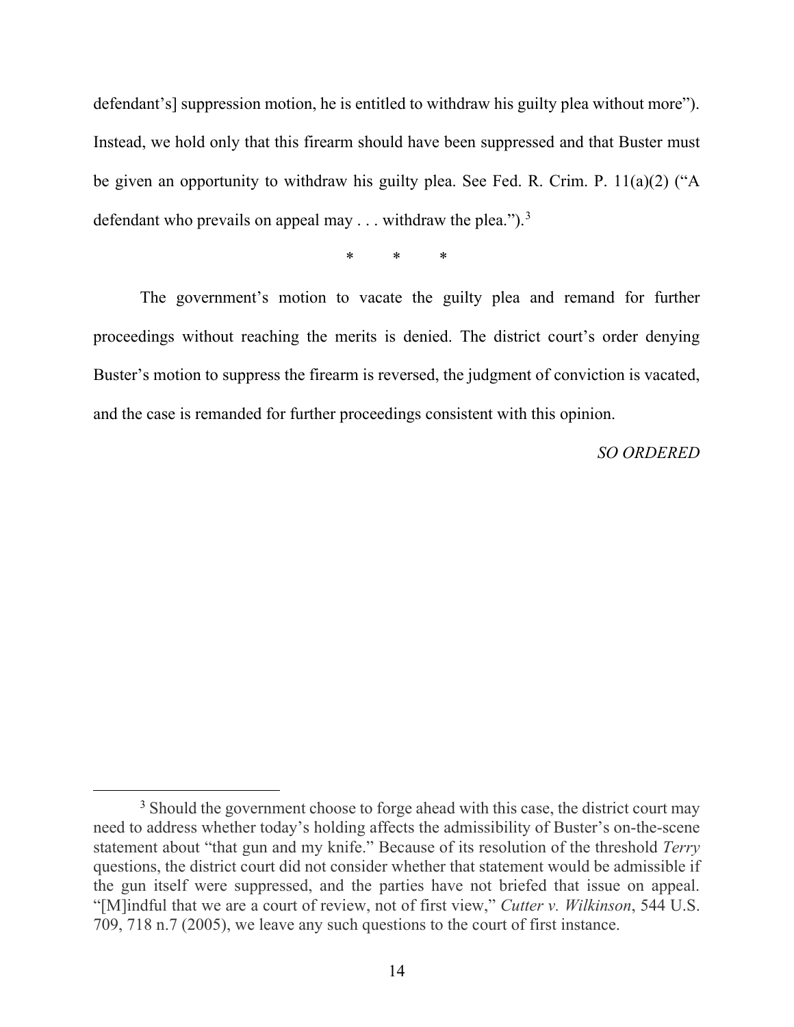defendant's] suppression motion, he is entitled to withdraw his guilty plea without more"). Instead, we hold only that this firearm should have been suppressed and that Buster must be given an opportunity to withdraw his guilty plea. See Fed. R. Crim. P. 11(a)(2) ("A defendant who prevails on appeal may . . . withdraw the plea.").[3]

\* \* \*

The government's motion to vacate the guilty plea and remand for further proceedings without reaching the merits is denied. The district court's order denying Buster's motion to suppress the firearm is reversed, the judgment of conviction is vacated, and the case is remanded for further proceedings consistent with this opinion.

*SO ORDERED*

---

[3] Should the government choose to forge ahead with this case, the district court may need to address whether today's holding affects the admissibility of Buster's on-the-scene statement about "that gun and my knife." Because of its resolution of the threshold *Terry* questions, the district court did not consider whether that statement would be admissible if the gun itself were suppressed, and the parties have not briefed that issue on appeal. "[M]indful that we are a court of review, not of first view," *Cutter v. Wilkinson*, 544 U.S. 709, 718 n.7 (2005), we leave any such questions to the court of first instance.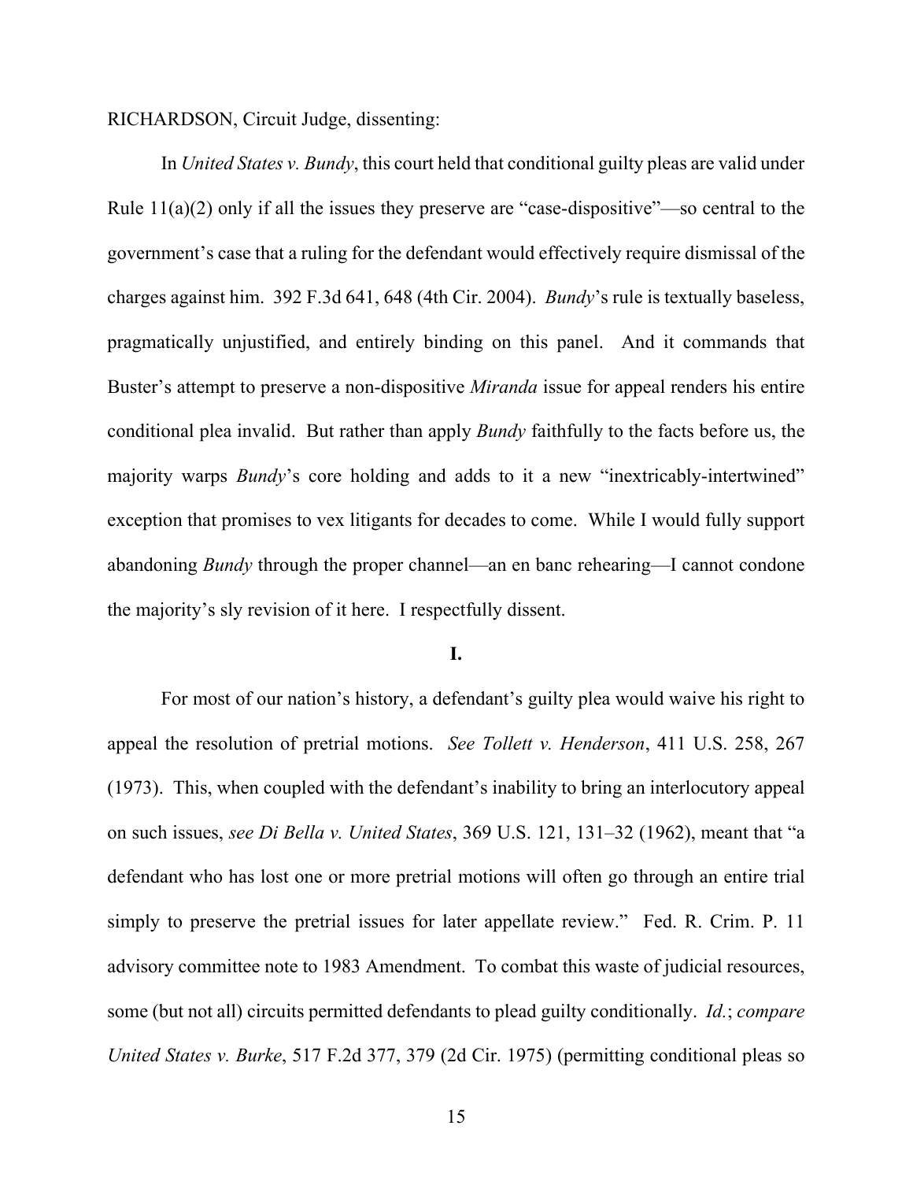RICHARDSON, Circuit Judge, dissenting:

In *United States v. Bundy*, this court held that conditional guilty pleas are valid under Rule 11(a)(2) only if all the issues they preserve are "case-dispositive"—so central to the government's case that a ruling for the defendant would effectively require dismissal of the charges against him. 392 F.3d 641, 648 (4th Cir. 2004). *Bundy*'s rule is textually baseless, pragmatically unjustified, and entirely binding on this panel. And it commands that Buster's attempt to preserve a non-dispositive *Miranda* issue for appeal renders his entire conditional plea invalid. But rather than apply *Bundy* faithfully to the facts before us, the majority warps *Bundy*'s core holding and adds to it a new "inextricably-intertwined" exception that promises to vex litigants for decades to come. While I would fully support abandoning *Bundy* through the proper channel—an en banc rehearing—I cannot condone the majority's sly revision of it here. I respectfully dissent.

**I.**

For most of our nation's history, a defendant's guilty plea would waive his right to appeal the resolution of pretrial motions. *See Tollett v. Henderson*, 411 U.S. 258, 267 (1973). This, when coupled with the defendant's inability to bring an interlocutory appeal on such issues, *see Di Bella v. United States*, 369 U.S. 121, 131–32 (1962), meant that "a defendant who has lost one or more pretrial motions will often go through an entire trial simply to preserve the pretrial issues for later appellate review." Fed. R. Crim. P. 11 advisory committee note to 1983 Amendment. To combat this waste of judicial resources, some (but not all) circuits permitted defendants to plead guilty conditionally. *Id.*; *compare United States v. Burke*, 517 F.2d 377, 379 (2d Cir. 1975) (permitting conditional pleas so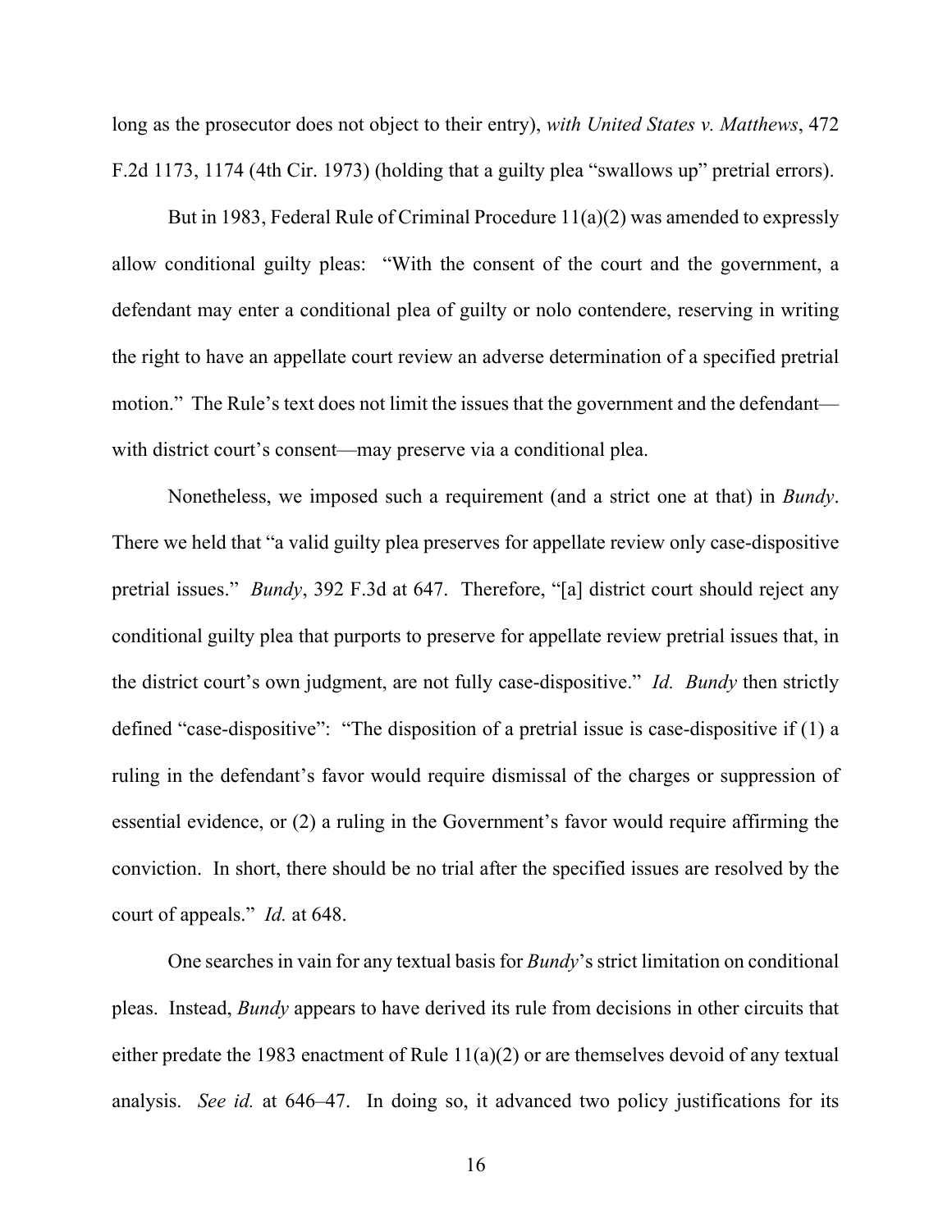long as the prosecutor does not object to their entry), *with United States v. Matthews*, 472 F.2d 1173, 1174 (4th Cir. 1973) (holding that a guilty plea "swallows up" pretrial errors).

But in 1983, Federal Rule of Criminal Procedure 11(a)(2) was amended to expressly allow conditional guilty pleas: "With the consent of the court and the government, a defendant may enter a conditional plea of guilty or nolo contendere, reserving in writing the right to have an appellate court review an adverse determination of a specified pretrial motion." The Rule's text does not limit the issues that the government and the defendant—with district court's consent—may preserve via a conditional plea.

Nonetheless, we imposed such a requirement (and a strict one at that) in *Bundy*. There we held that "a valid guilty plea preserves for appellate review only case-dispositive pretrial issues." *Bundy*, 392 F.3d at 647. Therefore, "[a] district court should reject any conditional guilty plea that purports to preserve for appellate review pretrial issues that, in the district court's own judgment, are not fully case-dispositive." *Id. Bundy* then strictly defined "case-dispositive": "The disposition of a pretrial issue is case-dispositive if (1) a ruling in the defendant's favor would require dismissal of the charges or suppression of essential evidence, or (2) a ruling in the Government's favor would require affirming the conviction. In short, there should be no trial after the specified issues are resolved by the court of appeals." *Id.* at 648.

One searches in vain for any textual basis for *Bundy*'s strict limitation on conditional pleas. Instead, *Bundy* appears to have derived its rule from decisions in other circuits that either predate the 1983 enactment of Rule 11(a)(2) or are themselves devoid of any textual analysis. *See id.* at 646–47. In doing so, it advanced two policy justifications for its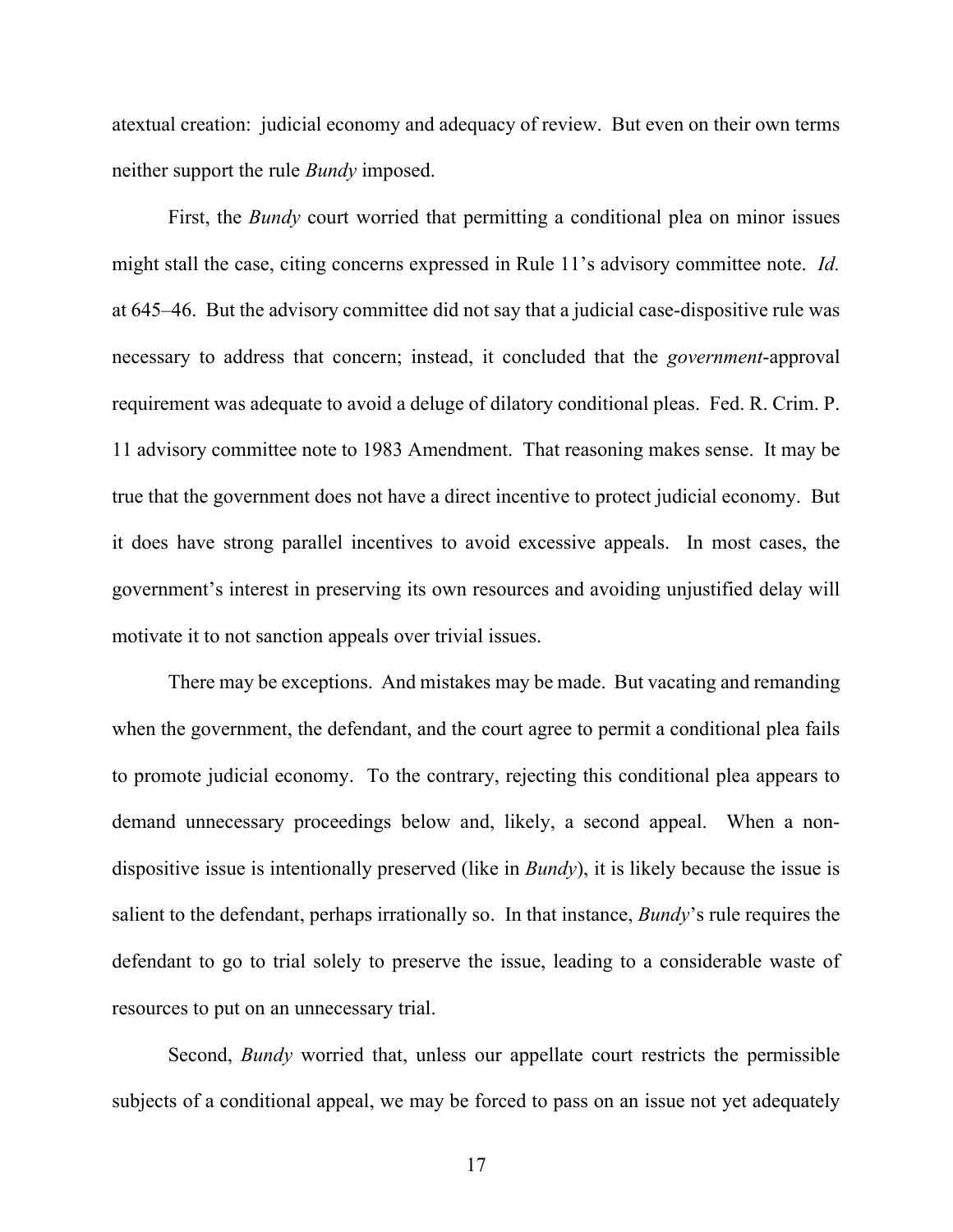atextual creation: judicial economy and adequacy of review. But even on their own terms neither support the rule *Bundy* imposed.

First, the *Bundy* court worried that permitting a conditional plea on minor issues might stall the case, citing concerns expressed in Rule 11's advisory committee note. *Id.* at 645–46. But the advisory committee did not say that a judicial case-dispositive rule was necessary to address that concern; instead, it concluded that the *government*-approval requirement was adequate to avoid a deluge of dilatory conditional pleas. Fed. R. Crim. P. 11 advisory committee note to 1983 Amendment. That reasoning makes sense. It may be true that the government does not have a direct incentive to protect judicial economy. But it does have strong parallel incentives to avoid excessive appeals. In most cases, the government's interest in preserving its own resources and avoiding unjustified delay will motivate it to not sanction appeals over trivial issues.

There may be exceptions. And mistakes may be made. But vacating and remanding when the government, the defendant, and the court agree to permit a conditional plea fails to promote judicial economy. To the contrary, rejecting this conditional plea appears to demand unnecessary proceedings below and, likely, a second appeal. When a non-dispositive issue is intentionally preserved (like in *Bundy*), it is likely because the issue is salient to the defendant, perhaps irrationally so. In that instance, *Bundy*'s rule requires the defendant to go to trial solely to preserve the issue, leading to a considerable waste of resources to put on an unnecessary trial.

Second, *Bundy* worried that, unless our appellate court restricts the permissible subjects of a conditional appeal, we may be forced to pass on an issue not yet adequately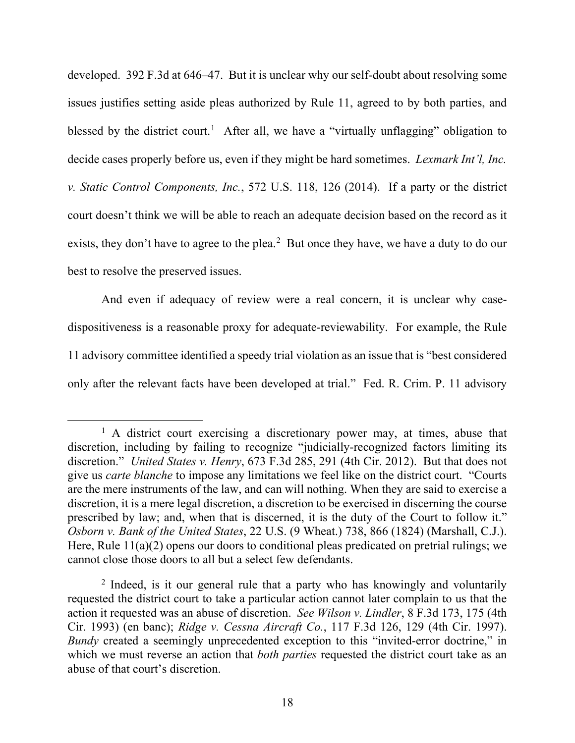developed. 392 F.3d at 646–47. But it is unclear why our self-doubt about resolving some issues justifies setting aside pleas authorized by Rule 11, agreed to by both parties, and blessed by the district court.[1] After all, we have a "virtually unflagging" obligation to decide cases properly before us, even if they might be hard sometimes. *Lexmark Int'l, Inc. v. Static Control Components, Inc.*, 572 U.S. 118, 126 (2014). If a party or the district court doesn't think we will be able to reach an adequate decision based on the record as it exists, they don't have to agree to the plea.[2] But once they have, we have a duty to do our best to resolve the preserved issues.

And even if adequacy of review were a real concern, it is unclear why case-dispositiveness is a reasonable proxy for adequate-reviewability. For example, the Rule 11 advisory committee identified a speedy trial violation as an issue that is "best considered only after the relevant facts have been developed at trial." Fed. R. Crim. P. 11 advisory

---

[1] A district court exercising a discretionary power may, at times, abuse that discretion, including by failing to recognize "judicially-recognized factors limiting its discretion." *United States v. Henry*, 673 F.3d 285, 291 (4th Cir. 2012). But that does not give us *carte blanche* to impose any limitations we feel like on the district court. "Courts are the mere instruments of the law, and can will nothing. When they are said to exercise a discretion, it is a mere legal discretion, a discretion to be exercised in discerning the course prescribed by law; and, when that is discerned, it is the duty of the Court to follow it." *Osborn v. Bank of the United States*, 22 U.S. (9 Wheat.) 738, 866 (1824) (Marshall, C.J.). Here, Rule 11(a)(2) opens our doors to conditional pleas predicated on pretrial rulings; we cannot close those doors to all but a select few defendants.

[2] Indeed, is it our general rule that a party who has knowingly and voluntarily requested the district court to take a particular action cannot later complain to us that the action it requested was an abuse of discretion. *See Wilson v. Lindler*, 8 F.3d 173, 175 (4th Cir. 1993) (en banc); *Ridge v. Cessna Aircraft Co.*, 117 F.3d 126, 129 (4th Cir. 1997). *Bundy* created a seemingly unprecedented exception to this "invited-error doctrine," in which we must reverse an action that *both parties* requested the district court take as an abuse of that court's discretion.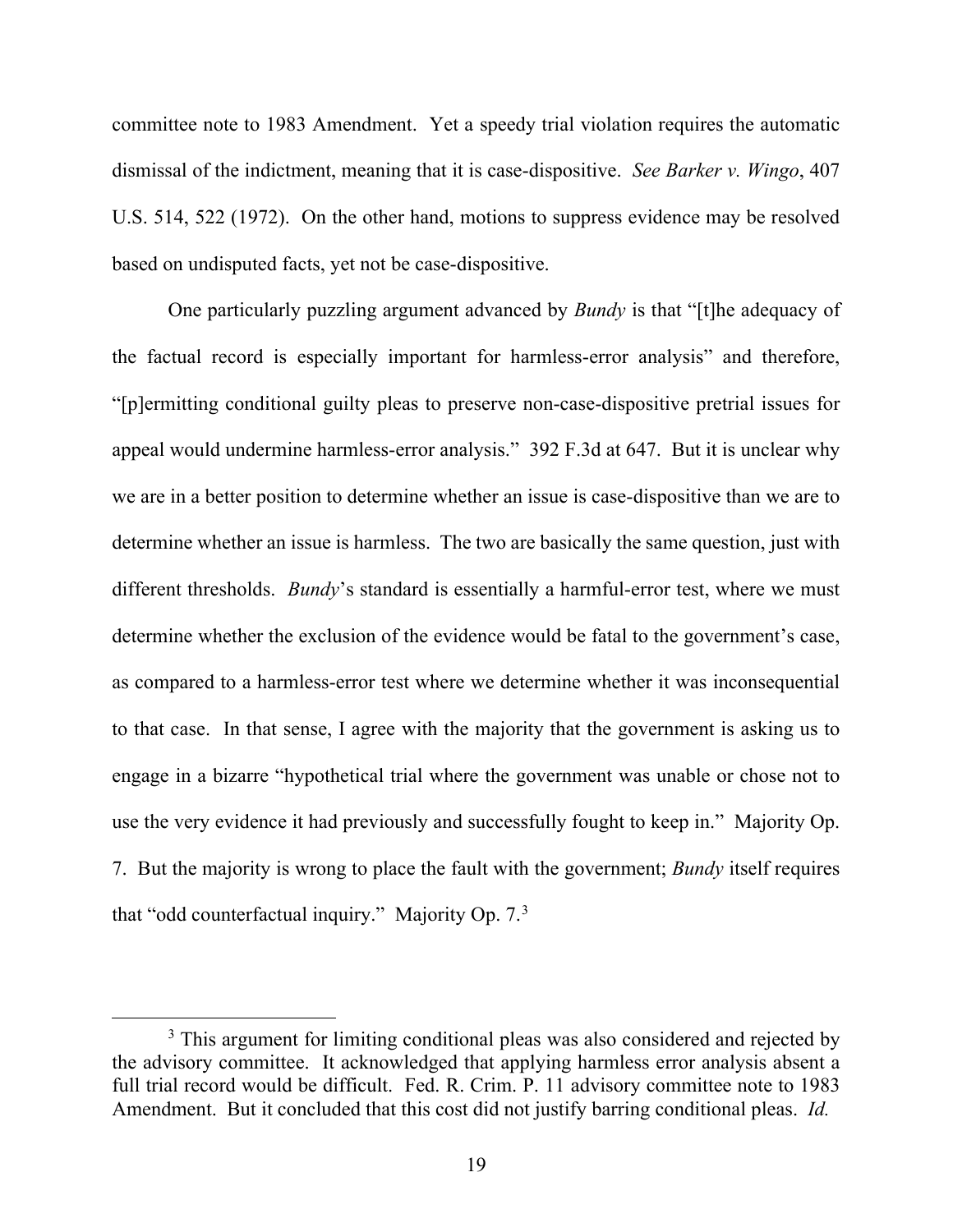committee note to 1983 Amendment. Yet a speedy trial violation requires the automatic dismissal of the indictment, meaning that it is case-dispositive. *See Barker v. Wingo*, 407 U.S. 514, 522 (1972). On the other hand, motions to suppress evidence may be resolved based on undisputed facts, yet not be case-dispositive.

One particularly puzzling argument advanced by *Bundy* is that "[t]he adequacy of the factual record is especially important for harmless-error analysis" and therefore, "[p]ermitting conditional guilty pleas to preserve non-case-dispositive pretrial issues for appeal would undermine harmless-error analysis." 392 F.3d at 647. But it is unclear why we are in a better position to determine whether an issue is case-dispositive than we are to determine whether an issue is harmless. The two are basically the same question, just with different thresholds. *Bundy*'s standard is essentially a harmful-error test, where we must determine whether the exclusion of the evidence would be fatal to the government's case, as compared to a harmless-error test where we determine whether it was inconsequential to that case. In that sense, I agree with the majority that the government is asking us to engage in a bizarre "hypothetical trial where the government was unable or chose not to use the very evidence it had previously and successfully fought to keep in." Majority Op. 7. But the majority is wrong to place the fault with the government; *Bundy* itself requires that "odd counterfactual inquiry." Majority Op. 7.[3]

[3] This argument for limiting conditional pleas was also considered and rejected by the advisory committee. It acknowledged that applying harmless error analysis absent a full trial record would be difficult. Fed. R. Crim. P. 11 advisory committee note to 1983 Amendment. But it concluded that this cost did not justify barring conditional pleas. *Id.*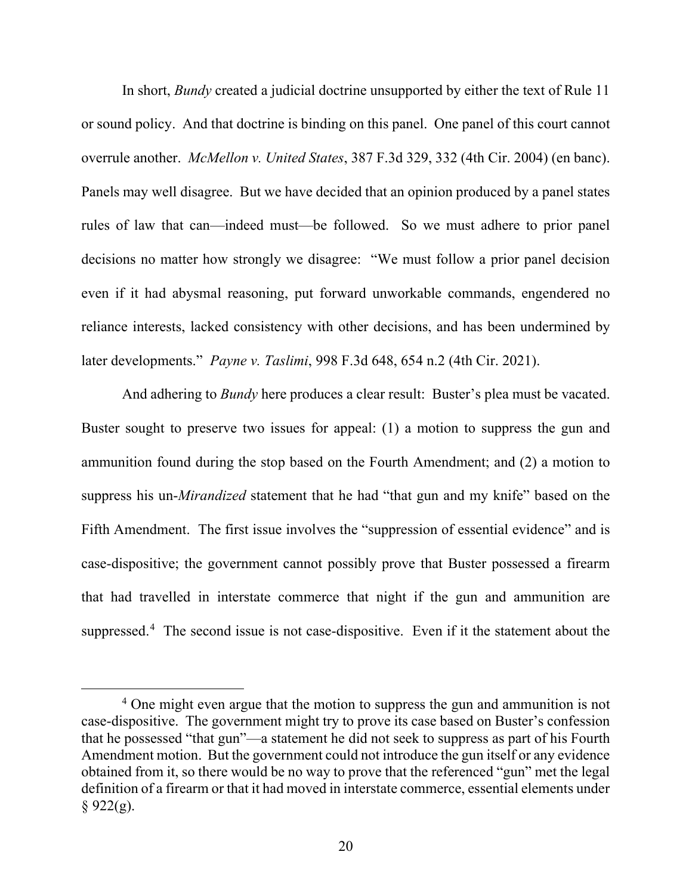In short, *Bundy* created a judicial doctrine unsupported by either the text of Rule 11 or sound policy. And that doctrine is binding on this panel. One panel of this court cannot overrule another. *McMellon v. United States*, 387 F.3d 329, 332 (4th Cir. 2004) (en banc). Panels may well disagree. But we have decided that an opinion produced by a panel states rules of law that can—indeed must—be followed. So we must adhere to prior panel decisions no matter how strongly we disagree: "We must follow a prior panel decision even if it had abysmal reasoning, put forward unworkable commands, engendered no reliance interests, lacked consistency with other decisions, and has been undermined by later developments." *Payne v. Taslimi*, 998 F.3d 648, 654 n.2 (4th Cir. 2021).

And adhering to *Bundy* here produces a clear result: Buster's plea must be vacated. Buster sought to preserve two issues for appeal: (1) a motion to suppress the gun and ammunition found during the stop based on the Fourth Amendment; and (2) a motion to suppress his un-*Mirandized* statement that he had "that gun and my knife" based on the Fifth Amendment. The first issue involves the "suppression of essential evidence" and is case-dispositive; the government cannot possibly prove that Buster possessed a firearm that had travelled in interstate commerce that night if the gun and ammunition are suppressed.[4] The second issue is not case-dispositive. Even if it the statement about the

[4] One might even argue that the motion to suppress the gun and ammunition is not case-dispositive. The government might try to prove its case based on Buster's confession that he possessed "that gun"—a statement he did not seek to suppress as part of his Fourth Amendment motion. But the government could not introduce the gun itself or any evidence obtained from it, so there would be no way to prove that the referenced "gun" met the legal definition of a firearm or that it had moved in interstate commerce, essential elements under § 922(g).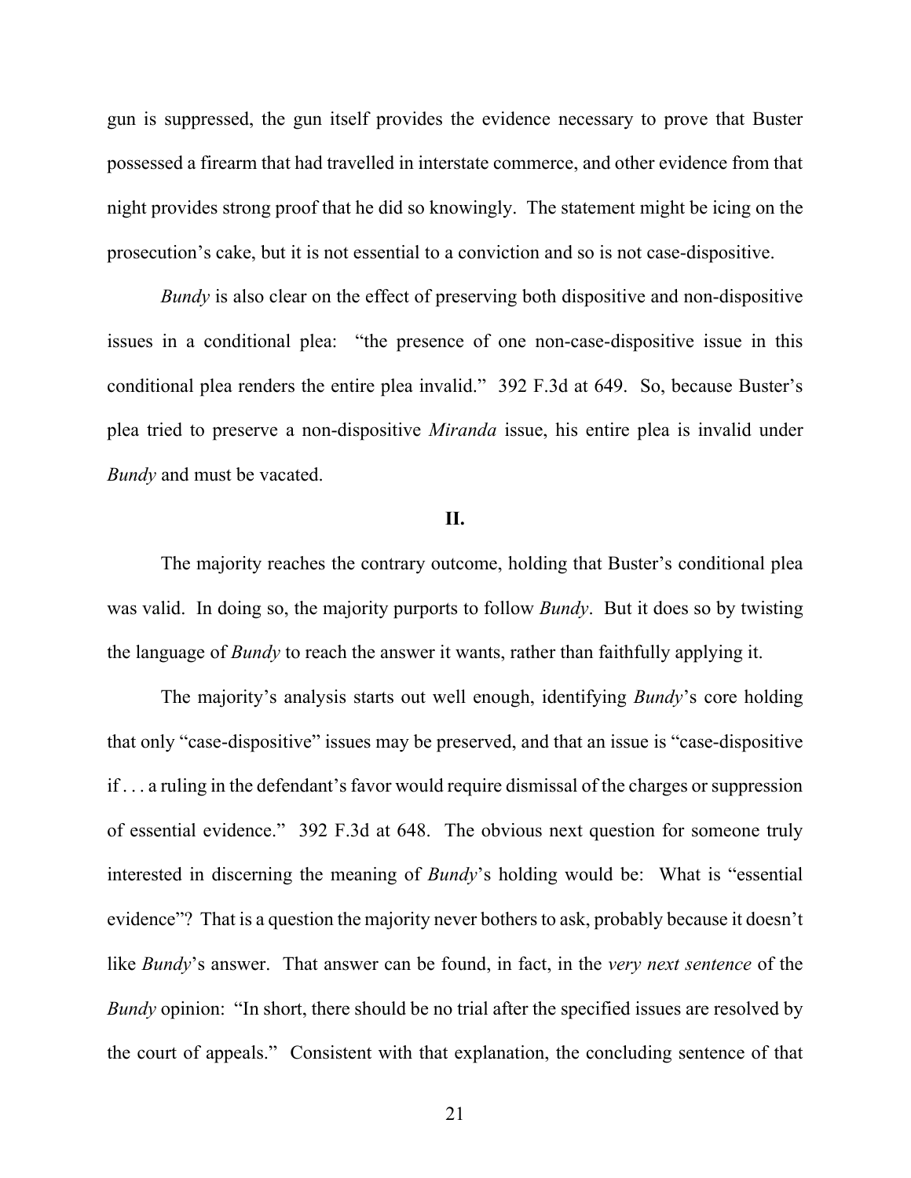gun is suppressed, the gun itself provides the evidence necessary to prove that Buster possessed a firearm that had travelled in interstate commerce, and other evidence from that night provides strong proof that he did so knowingly. The statement might be icing on the prosecution's cake, but it is not essential to a conviction and so is not case-dispositive.

*Bundy* is also clear on the effect of preserving both dispositive and non-dispositive issues in a conditional plea: "the presence of one non-case-dispositive issue in this conditional plea renders the entire plea invalid." 392 F.3d at 649. So, because Buster's plea tried to preserve a non-dispositive *Miranda* issue, his entire plea is invalid under *Bundy* and must be vacated.

## II.

The majority reaches the contrary outcome, holding that Buster's conditional plea was valid. In doing so, the majority purports to follow *Bundy*. But it does so by twisting the language of *Bundy* to reach the answer it wants, rather than faithfully applying it.

The majority's analysis starts out well enough, identifying *Bundy*'s core holding that only "case-dispositive" issues may be preserved, and that an issue is "case-dispositive if . . . a ruling in the defendant's favor would require dismissal of the charges or suppression of essential evidence." 392 F.3d at 648. The obvious next question for someone truly interested in discerning the meaning of *Bundy*'s holding would be: What is "essential evidence"? That is a question the majority never bothers to ask, probably because it doesn't like *Bundy*'s answer. That answer can be found, in fact, in the *very next sentence* of the *Bundy* opinion: "In short, there should be no trial after the specified issues are resolved by the court of appeals." Consistent with that explanation, the concluding sentence of that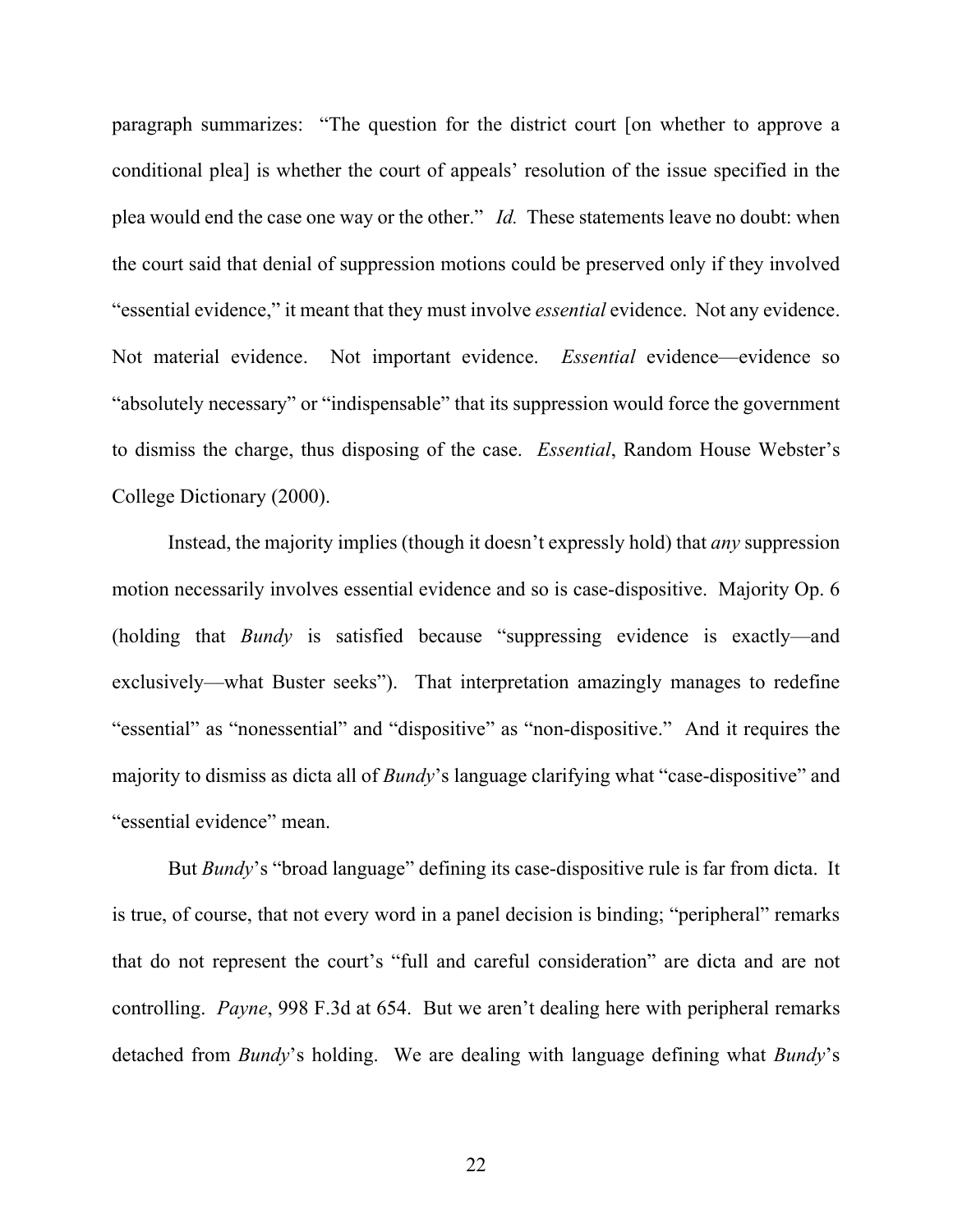paragraph summarizes: "The question for the district court [on whether to approve a conditional plea] is whether the court of appeals' resolution of the issue specified in the plea would end the case one way or the other." *Id.* These statements leave no doubt: when the court said that denial of suppression motions could be preserved only if they involved "essential evidence," it meant that they must involve *essential* evidence. Not any evidence. Not material evidence. Not important evidence. *Essential* evidence—evidence so "absolutely necessary" or "indispensable" that its suppression would force the government to dismiss the charge, thus disposing of the case. *Essential*, Random House Webster's College Dictionary (2000).

Instead, the majority implies (though it doesn't expressly hold) that *any* suppression motion necessarily involves essential evidence and so is case-dispositive. Majority Op. 6 (holding that *Bundy* is satisfied because "suppressing evidence is exactly—and exclusively—what Buster seeks"). That interpretation amazingly manages to redefine "essential" as "nonessential" and "dispositive" as "non-dispositive." And it requires the majority to dismiss as dicta all of *Bundy*'s language clarifying what "case-dispositive" and "essential evidence" mean.

But *Bundy*'s "broad language" defining its case-dispositive rule is far from dicta. It is true, of course, that not every word in a panel decision is binding; "peripheral" remarks that do not represent the court's "full and careful consideration" are dicta and are not controlling. *Payne*, 998 F.3d at 654. But we aren't dealing here with peripheral remarks detached from *Bundy*'s holding. We are dealing with language defining what *Bundy*'s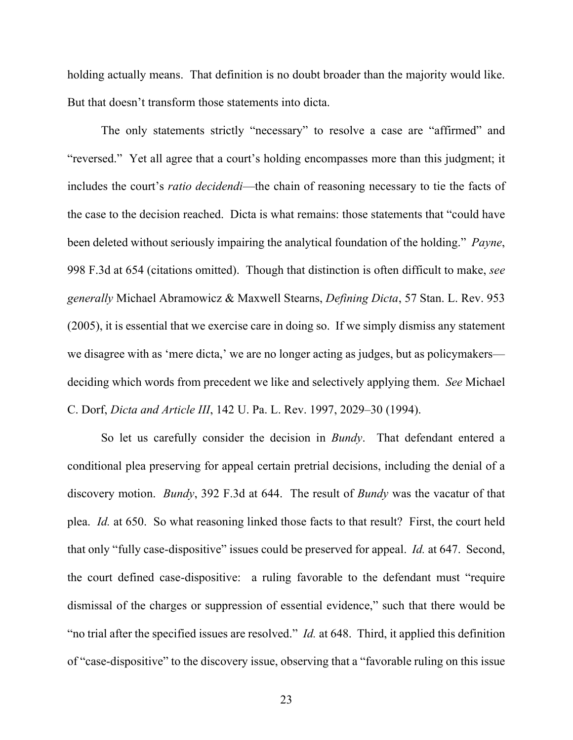holding actually means. That definition is no doubt broader than the majority would like. But that doesn't transform those statements into dicta.

The only statements strictly "necessary" to resolve a case are "affirmed" and "reversed." Yet all agree that a court's holding encompasses more than this judgment; it includes the court's *ratio decidendi*—the chain of reasoning necessary to tie the facts of the case to the decision reached. Dicta is what remains: those statements that "could have been deleted without seriously impairing the analytical foundation of the holding." *Payne*, 998 F.3d at 654 (citations omitted). Though that distinction is often difficult to make, *see generally* Michael Abramowicz & Maxwell Stearns, *Defining Dicta*, 57 Stan. L. Rev. 953 (2005), it is essential that we exercise care in doing so. If we simply dismiss any statement we disagree with as 'mere dicta,' we are no longer acting as judges, but as policymakers—deciding which words from precedent we like and selectively applying them. *See* Michael C. Dorf, *Dicta and Article III*, 142 U. Pa. L. Rev. 1997, 2029–30 (1994).

So let us carefully consider the decision in *Bundy*. That defendant entered a conditional plea preserving for appeal certain pretrial decisions, including the denial of a discovery motion. *Bundy*, 392 F.3d at 644. The result of *Bundy* was the vacatur of that plea. *Id.* at 650. So what reasoning linked those facts to that result? First, the court held that only "fully case-dispositive" issues could be preserved for appeal. *Id.* at 647. Second, the court defined case-dispositive: a ruling favorable to the defendant must "require dismissal of the charges or suppression of essential evidence," such that there would be "no trial after the specified issues are resolved." *Id.* at 648. Third, it applied this definition of "case-dispositive" to the discovery issue, observing that a "favorable ruling on this issue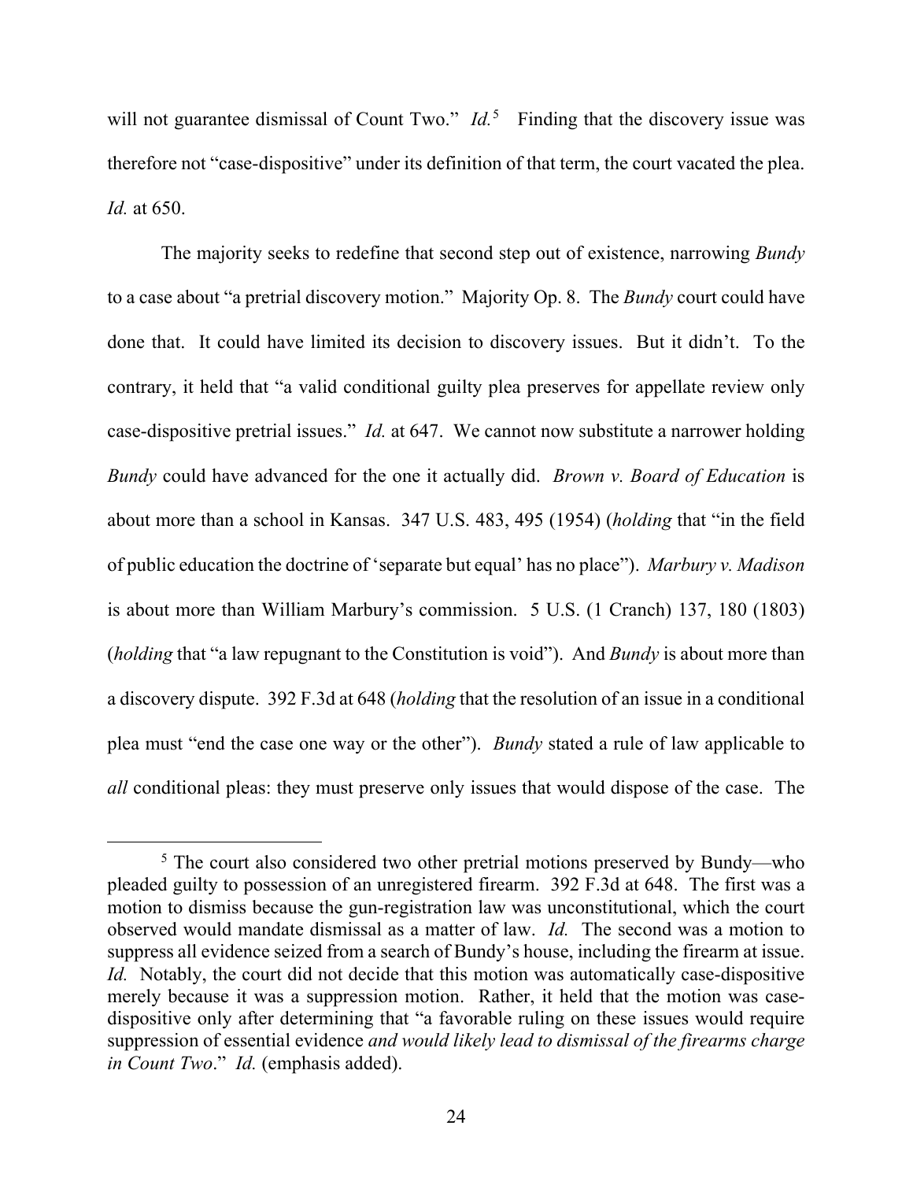will not guarantee dismissal of Count Two." *Id.*[5] Finding that the discovery issue was therefore not "case-dispositive" under its definition of that term, the court vacated the plea. *Id.* at 650.

The majority seeks to redefine that second step out of existence, narrowing *Bundy* to a case about "a pretrial discovery motion." Majority Op. 8. The *Bundy* court could have done that. It could have limited its decision to discovery issues. But it didn't. To the contrary, it held that "a valid conditional guilty plea preserves for appellate review only case-dispositive pretrial issues." *Id.* at 647. We cannot now substitute a narrower holding *Bundy* could have advanced for the one it actually did. *Brown v. Board of Education* is about more than a school in Kansas. 347 U.S. 483, 495 (1954) (*holding* that "in the field of public education the doctrine of 'separate but equal' has no place"). *Marbury v. Madison* is about more than William Marbury's commission. 5 U.S. (1 Cranch) 137, 180 (1803) (*holding* that "a law repugnant to the Constitution is void"). And *Bundy* is about more than a discovery dispute. 392 F.3d at 648 (*holding* that the resolution of an issue in a conditional plea must "end the case one way or the other"). *Bundy* stated a rule of law applicable to *all* conditional pleas: they must preserve only issues that would dispose of the case. The

---

[5] The court also considered two other pretrial motions preserved by Bundy—who pleaded guilty to possession of an unregistered firearm. 392 F.3d at 648. The first was a motion to dismiss because the gun-registration law was unconstitutional, which the court observed would mandate dismissal as a matter of law. *Id.* The second was a motion to suppress all evidence seized from a search of Bundy's house, including the firearm at issue. *Id.* Notably, the court did not decide that this motion was automatically case-dispositive merely because it was a suppression motion. Rather, it held that the motion was case-dispositive only after determining that "a favorable ruling on these issues would require suppression of essential evidence *and would likely lead to dismissal of the firearms charge in Count Two*." *Id.* (emphasis added).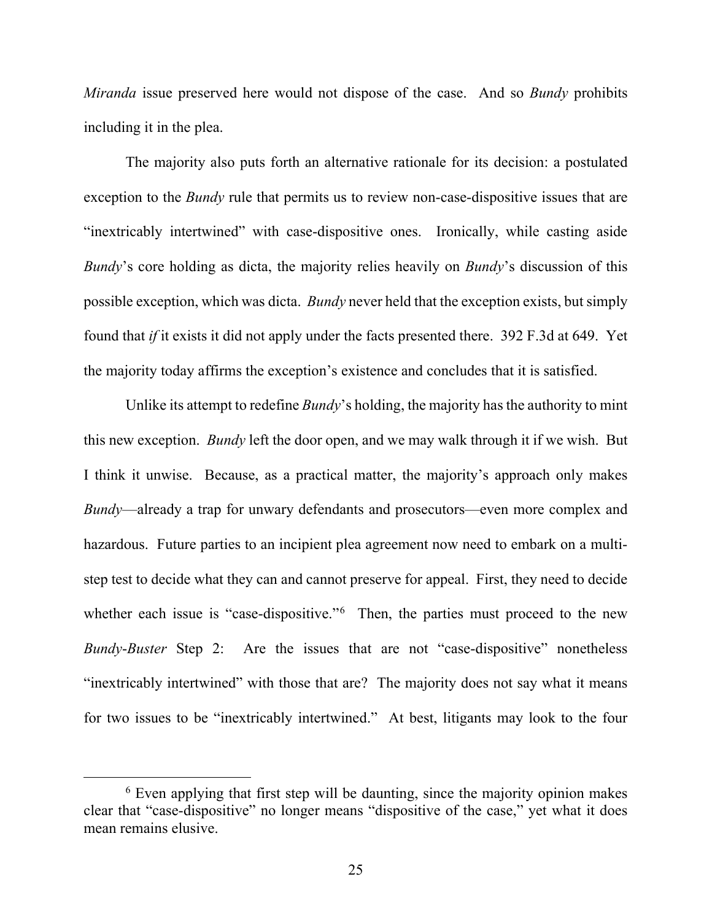*Miranda* issue preserved here would not dispose of the case. And so *Bundy* prohibits including it in the plea.

The majority also puts forth an alternative rationale for its decision: a postulated exception to the *Bundy* rule that permits us to review non-case-dispositive issues that are "inextricably intertwined" with case-dispositive ones. Ironically, while casting aside *Bundy*'s core holding as dicta, the majority relies heavily on *Bundy*'s discussion of this possible exception, which was dicta. *Bundy* never held that the exception exists, but simply found that *if* it exists it did not apply under the facts presented there. 392 F.3d at 649. Yet the majority today affirms the exception's existence and concludes that it is satisfied.

Unlike its attempt to redefine *Bundy*'s holding, the majority has the authority to mint this new exception. *Bundy* left the door open, and we may walk through it if we wish. But I think it unwise. Because, as a practical matter, the majority's approach only makes *Bundy*—already a trap for unwary defendants and prosecutors—even more complex and hazardous. Future parties to an incipient plea agreement now need to embark on a multi-step test to decide what they can and cannot preserve for appeal. First, they need to decide whether each issue is "case-dispositive."[6] Then, the parties must proceed to the new *Bundy-Buster* Step 2: Are the issues that are not "case-dispositive" nonetheless "inextricably intertwined" with those that are? The majority does not say what it means for two issues to be "inextricably intertwined." At best, litigants may look to the four

[6] Even applying that first step will be daunting, since the majority opinion makes clear that "case-dispositive" no longer means "dispositive of the case," yet what it does mean remains elusive.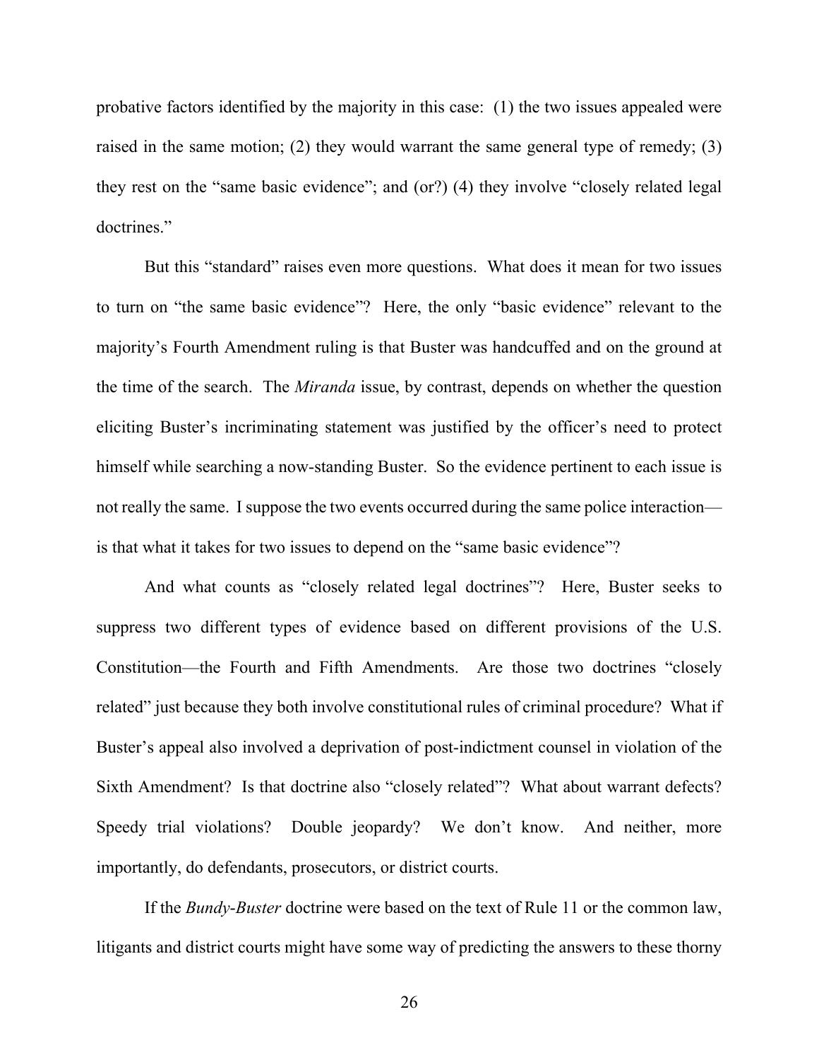probative factors identified by the majority in this case: (1) the two issues appealed were raised in the same motion; (2) they would warrant the same general type of remedy; (3) they rest on the "same basic evidence"; and (or?) (4) they involve "closely related legal doctrines."

But this "standard" raises even more questions. What does it mean for two issues to turn on "the same basic evidence"? Here, the only "basic evidence" relevant to the majority's Fourth Amendment ruling is that Buster was handcuffed and on the ground at the time of the search. The *Miranda* issue, by contrast, depends on whether the question eliciting Buster's incriminating statement was justified by the officer's need to protect himself while searching a now-standing Buster. So the evidence pertinent to each issue is not really the same. I suppose the two events occurred during the same police interaction—is that what it takes for two issues to depend on the "same basic evidence"?

And what counts as "closely related legal doctrines"? Here, Buster seeks to suppress two different types of evidence based on different provisions of the U.S. Constitution—the Fourth and Fifth Amendments. Are those two doctrines "closely related" just because they both involve constitutional rules of criminal procedure? What if Buster's appeal also involved a deprivation of post-indictment counsel in violation of the Sixth Amendment? Is that doctrine also "closely related"? What about warrant defects? Speedy trial violations? Double jeopardy? We don't know. And neither, more importantly, do defendants, prosecutors, or district courts.

If the *Bundy*-*Buster* doctrine were based on the text of Rule 11 or the common law, litigants and district courts might have some way of predicting the answers to these thorny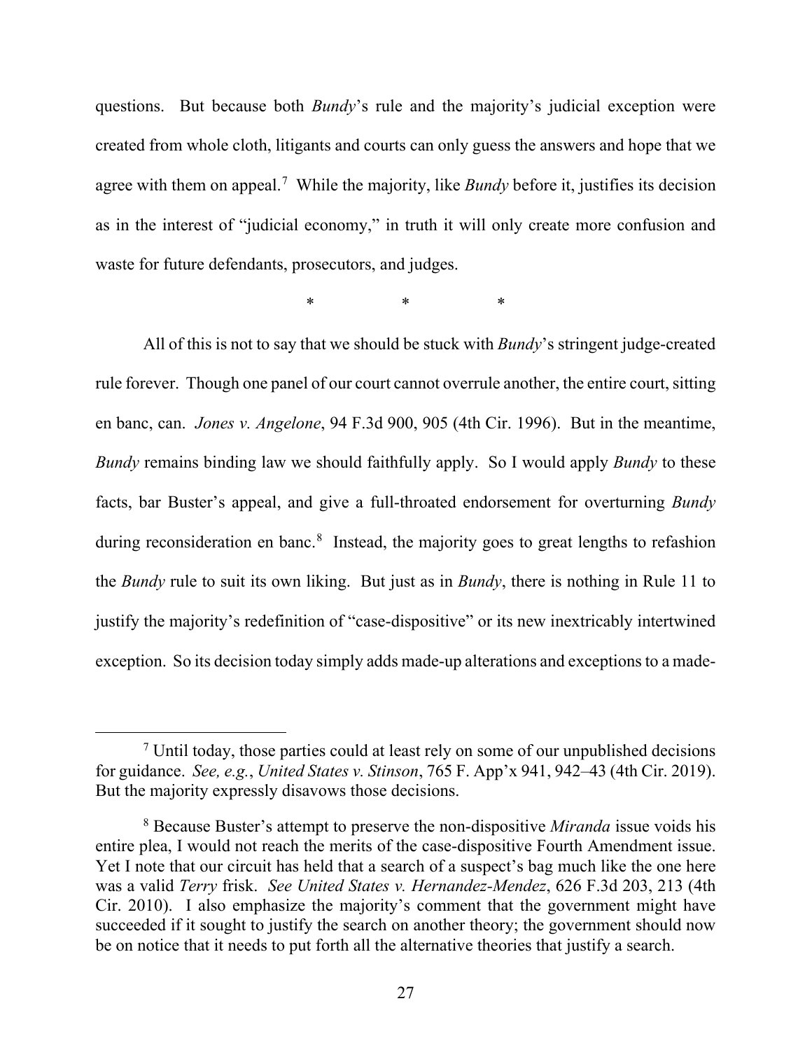questions. But because both *Bundy*'s rule and the majority's judicial exception were created from whole cloth, litigants and courts can only guess the answers and hope that we agree with them on appeal.[7] While the majority, like *Bundy* before it, justifies its decision as in the interest of "judicial economy," in truth it will only create more confusion and waste for future defendants, prosecutors, and judges.

\* \* \*

All of this is not to say that we should be stuck with *Bundy*'s stringent judge-created rule forever. Though one panel of our court cannot overrule another, the entire court, sitting en banc, can. *Jones v. Angelone*, 94 F.3d 900, 905 (4th Cir. 1996). But in the meantime, *Bundy* remains binding law we should faithfully apply. So I would apply *Bundy* to these facts, bar Buster's appeal, and give a full-throated endorsement for overturning *Bundy* during reconsideration en banc.[8] Instead, the majority goes to great lengths to refashion the *Bundy* rule to suit its own liking. But just as in *Bundy*, there is nothing in Rule 11 to justify the majority's redefinition of "case-dispositive" or its new inextricably intertwined exception. So its decision today simply adds made-up alterations and exceptions to a made-

---

[7] Until today, those parties could at least rely on some of our unpublished decisions for guidance. *See, e.g.*, *United States v. Stinson*, 765 F. App'x 941, 942–43 (4th Cir. 2019). But the majority expressly disavows those decisions.

[8] Because Buster's attempt to preserve the non-dispositive *Miranda* issue voids his entire plea, I would not reach the merits of the case-dispositive Fourth Amendment issue. Yet I note that our circuit has held that a search of a suspect's bag much like the one here was a valid *Terry* frisk. *See United States v. Hernandez-Mendez*, 626 F.3d 203, 213 (4th Cir. 2010). I also emphasize the majority's comment that the government might have succeeded if it sought to justify the search on another theory; the government should now be on notice that it needs to put forth all the alternative theories that justify a search.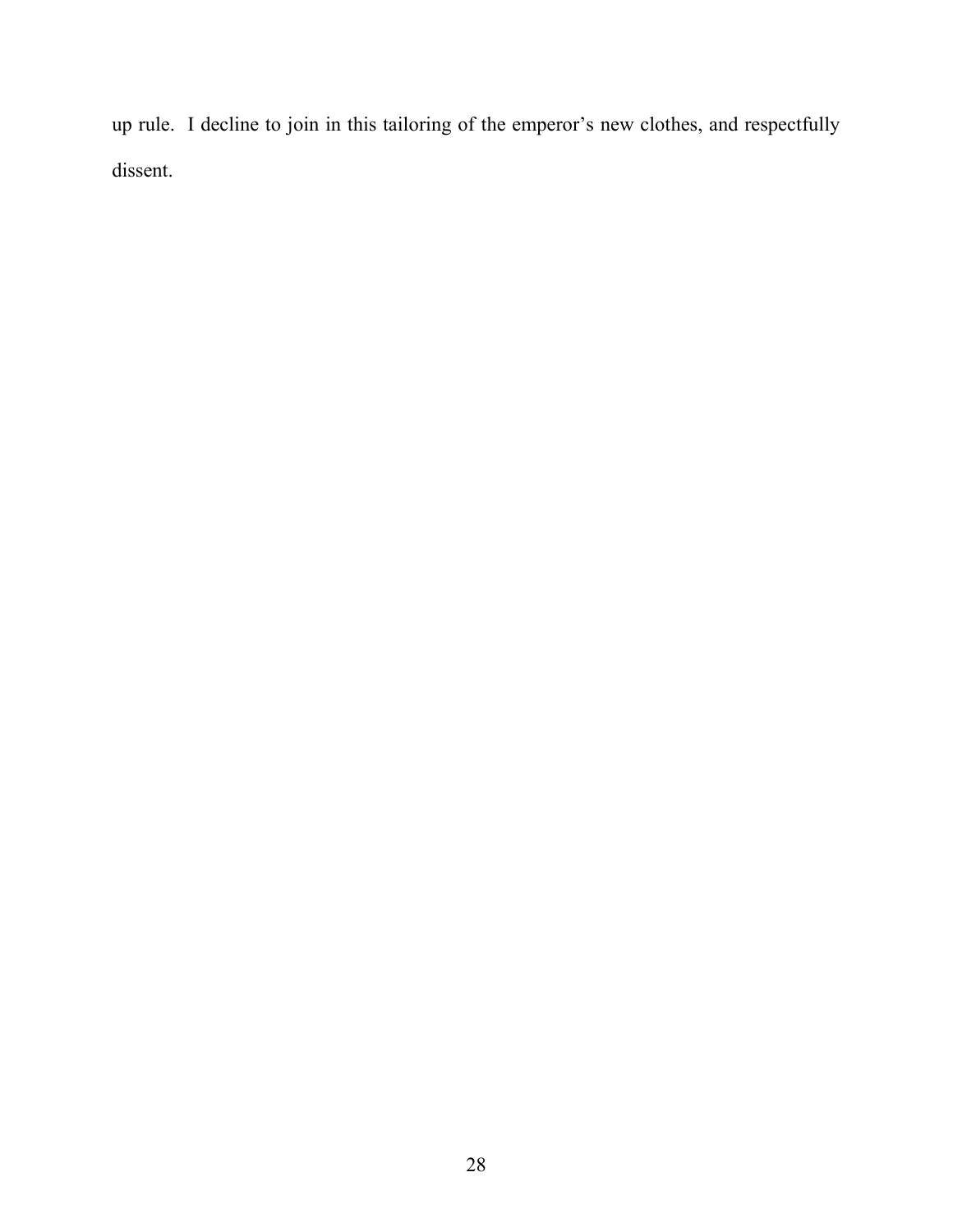up rule. I decline to join in this tailoring of the emperor's new clothes, and respectfully dissent.